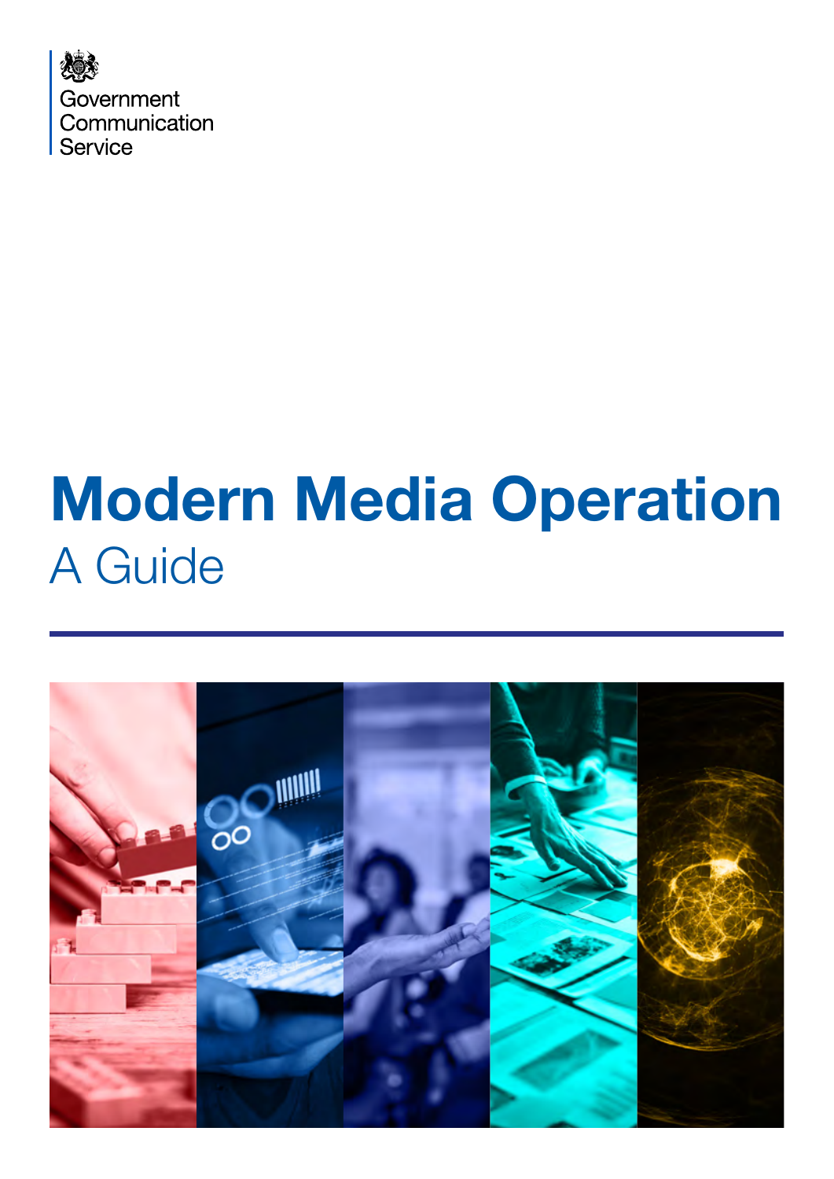Government Communication Service

# Modern Media Operation

## A Guide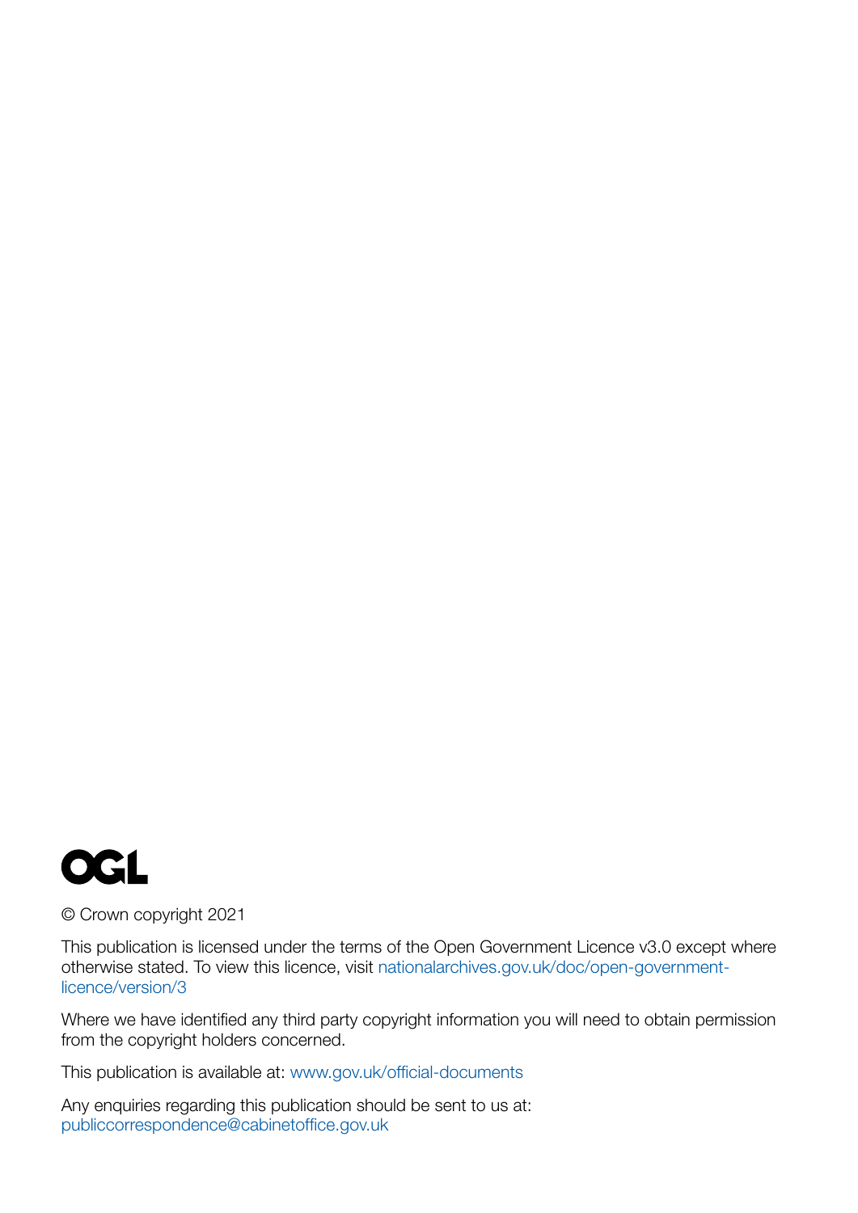OGL

© Crown copyright 2021

This publication is licensed under the terms of the Open Government Licence v3.0 except where otherwise stated. To view this licence, visit nationalarchives.gov.uk/doc/open-government-licence/version/3

Where we have identified any third party copyright information you will need to obtain permission from the copyright holders concerned.

This publication is available at: www.gov.uk/official-documents

Any enquiries regarding this publication should be sent to us at: publiccorrespondence@cabinetoffice.gov.uk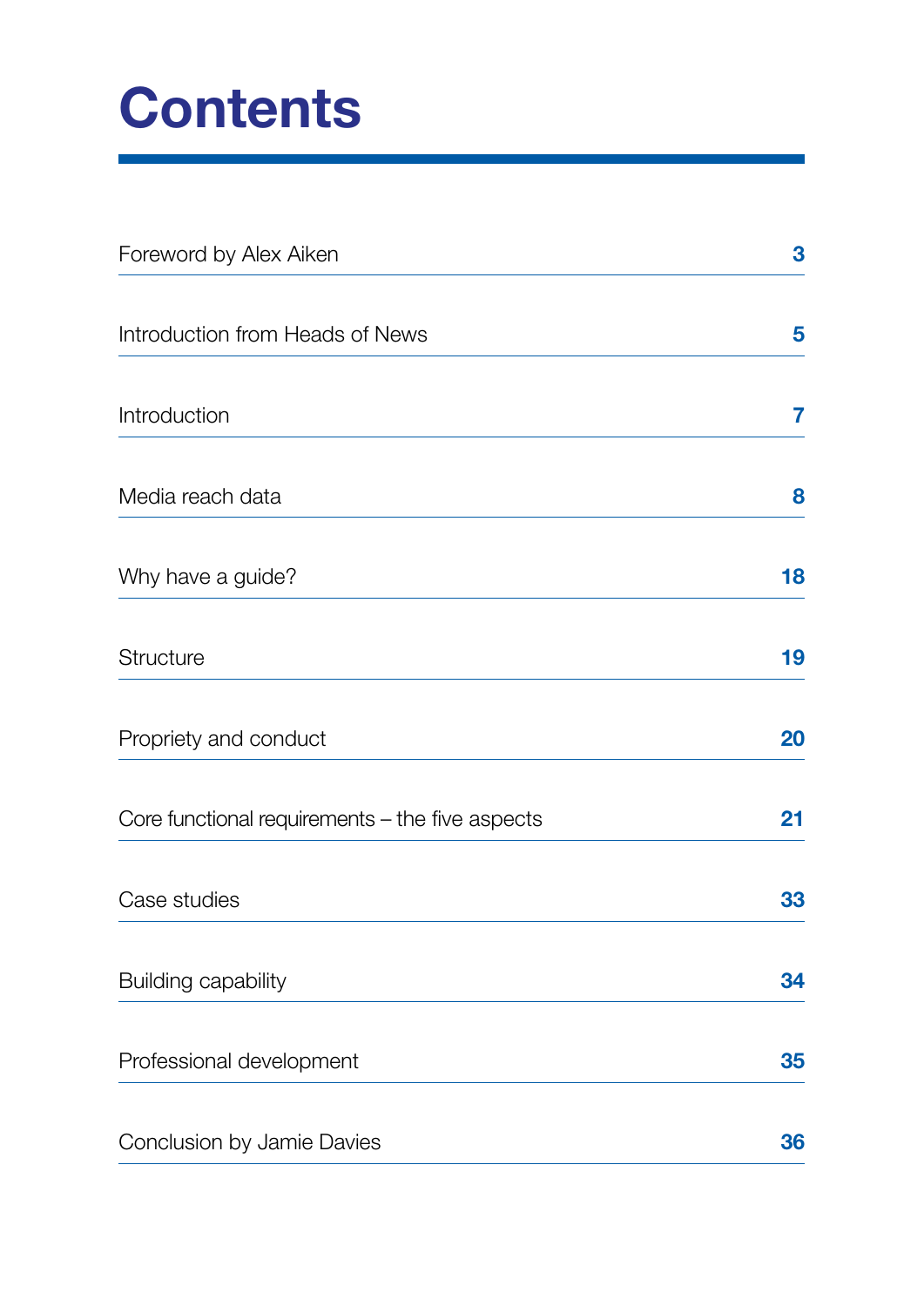# Contents

| | |
|---|---|
| Foreword by Alex Aiken | **3** |
| Introduction from Heads of News | **5** |
| Introduction | **7** |
| Media reach data | **8** |
| Why have a guide? | **18** |
| Structure | **19** |
| Propriety and conduct | **20** |
| Core functional requirements – the five aspects | **21** |
| Case studies | **33** |
| Building capability | **34** |
| Professional development | **35** |
| Conclusion by Jamie Davies | **36** |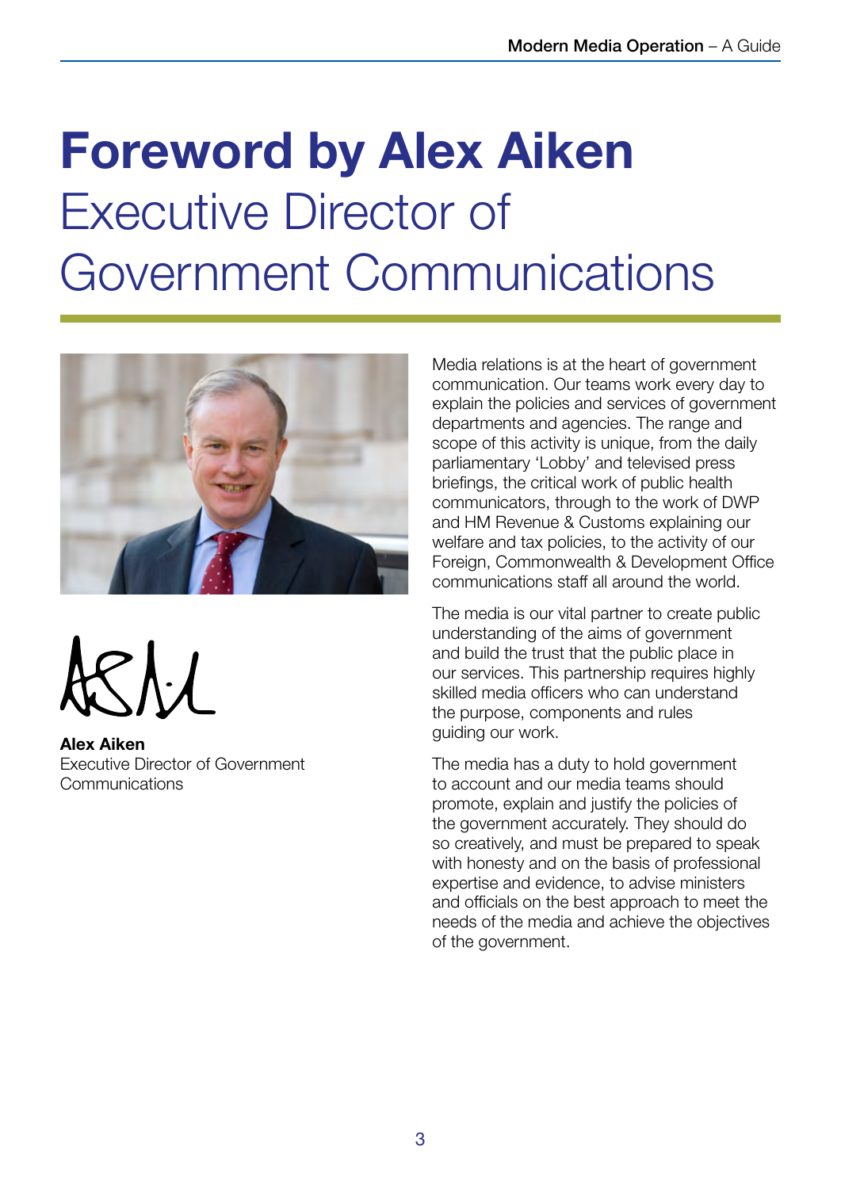# Foreword by Alex Aiken

## Executive Director of Government Communications

**Alex Aiken**
Executive Director of Government Communications

Media relations is at the heart of government communication. Our teams work every day to explain the policies and services of government departments and agencies. The range and scope of this activity is unique, from the daily parliamentary 'Lobby' and televised press briefings, the critical work of public health communicators, through to the work of DWP and HM Revenue & Customs explaining our welfare and tax policies, to the activity of our Foreign, Commonwealth & Development Office communications staff all around the world.

The media is our vital partner to create public understanding of the aims of government and build the trust that the public place in our services. This partnership requires highly skilled media officers who can understand the purpose, components and rules guiding our work.

The media has a duty to hold government to account and our media teams should promote, explain and justify the policies of the government accurately. They should do so creatively, and must be prepared to speak with honesty and on the basis of professional expertise and evidence, to advise ministers and officials on the best approach to meet the needs of the media and achieve the objectives of the government.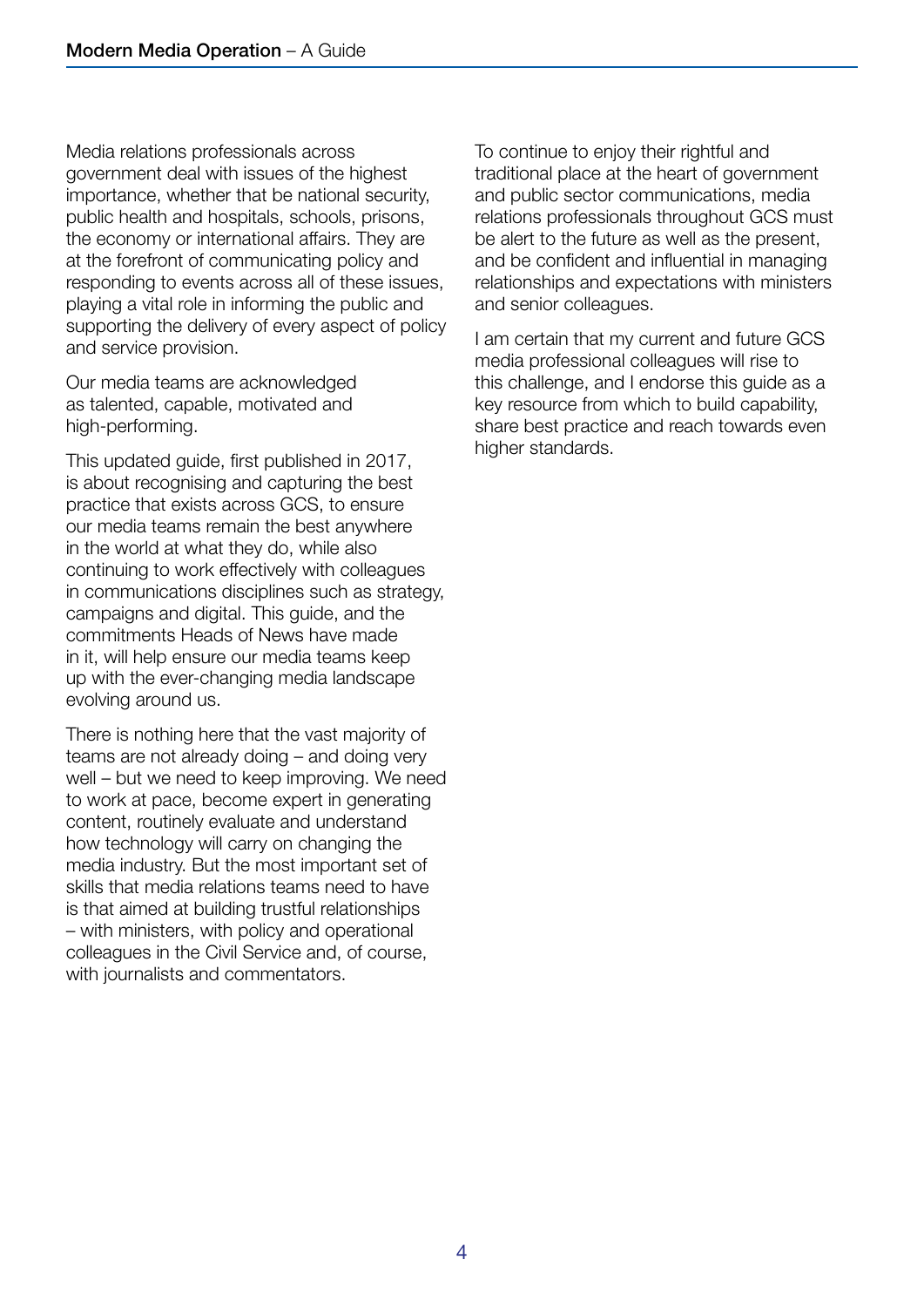Media relations professionals across government deal with issues of the highest importance, whether that be national security, public health and hospitals, schools, prisons, the economy or international affairs. They are at the forefront of communicating policy and responding to events across all of these issues, playing a vital role in informing the public and supporting the delivery of every aspect of policy and service provision.

Our media teams are acknowledged as talented, capable, motivated and high-performing.

This updated guide, first published in 2017, is about recognising and capturing the best practice that exists across GCS, to ensure our media teams remain the best anywhere in the world at what they do, while also continuing to work effectively with colleagues in communications disciplines such as strategy, campaigns and digital. This guide, and the commitments Heads of News have made in it, will help ensure our media teams keep up with the ever-changing media landscape evolving around us.

There is nothing here that the vast majority of teams are not already doing – and doing very well – but we need to keep improving. We need to work at pace, become expert in generating content, routinely evaluate and understand how technology will carry on changing the media industry. But the most important set of skills that media relations teams need to have is that aimed at building trustful relationships – with ministers, with policy and operational colleagues in the Civil Service and, of course, with journalists and commentators.

To continue to enjoy their rightful and traditional place at the heart of government and public sector communications, media relations professionals throughout GCS must be alert to the future as well as the present, and be confident and influential in managing relationships and expectations with ministers and senior colleagues.

I am certain that my current and future GCS media professional colleagues will rise to this challenge, and I endorse this guide as a key resource from which to build capability, share best practice and reach towards even higher standards.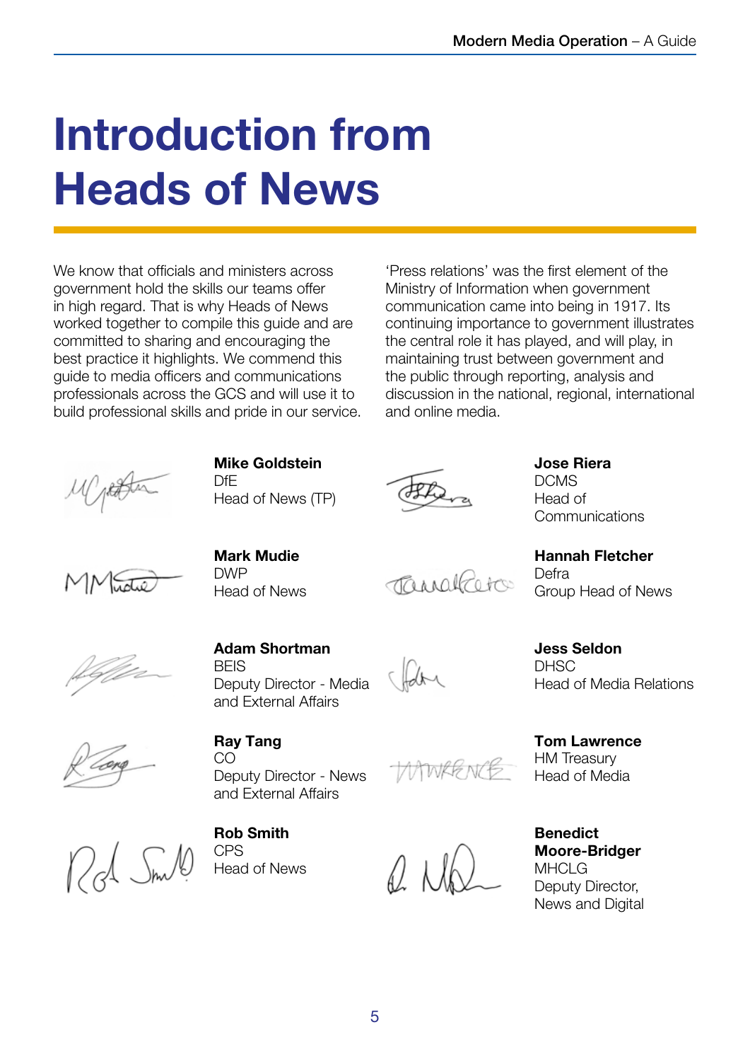# Introduction from Heads of News

We know that officials and ministers across government hold the skills our teams offer in high regard. That is why Heads of News worked together to compile this guide and are committed to sharing and encouraging the best practice it highlights. We commend this guide to media officers and communications professionals across the GCS and will use it to build professional skills and pride in our service.

'Press relations' was the first element of the Ministry of Information when government communication came into being in 1917. Its continuing importance to government illustrates the central role it has played, and will play, in maintaining trust between government and the public through reporting, analysis and discussion in the national, regional, international and online media.

**Mike Goldstein**
DfE
Head of News (TP)

**Jose Riera**
DCMS
Head of Communications

**Mark Mudie**
DWP
Head of News

**Hannah Fletcher**
Defra
Group Head of News

**Adam Shortman**
BEIS
Deputy Director - Media and External Affairs

**Jess Seldon**
DHSC
Head of Media Relations

**Ray Tang**
CO
Deputy Director - News and External Affairs

**Tom Lawrence**
HM Treasury
Head of Media

**Rob Smith**
CPS
Head of News

**Benedict Moore-Bridger**
MHCLG
Deputy Director, News and Digital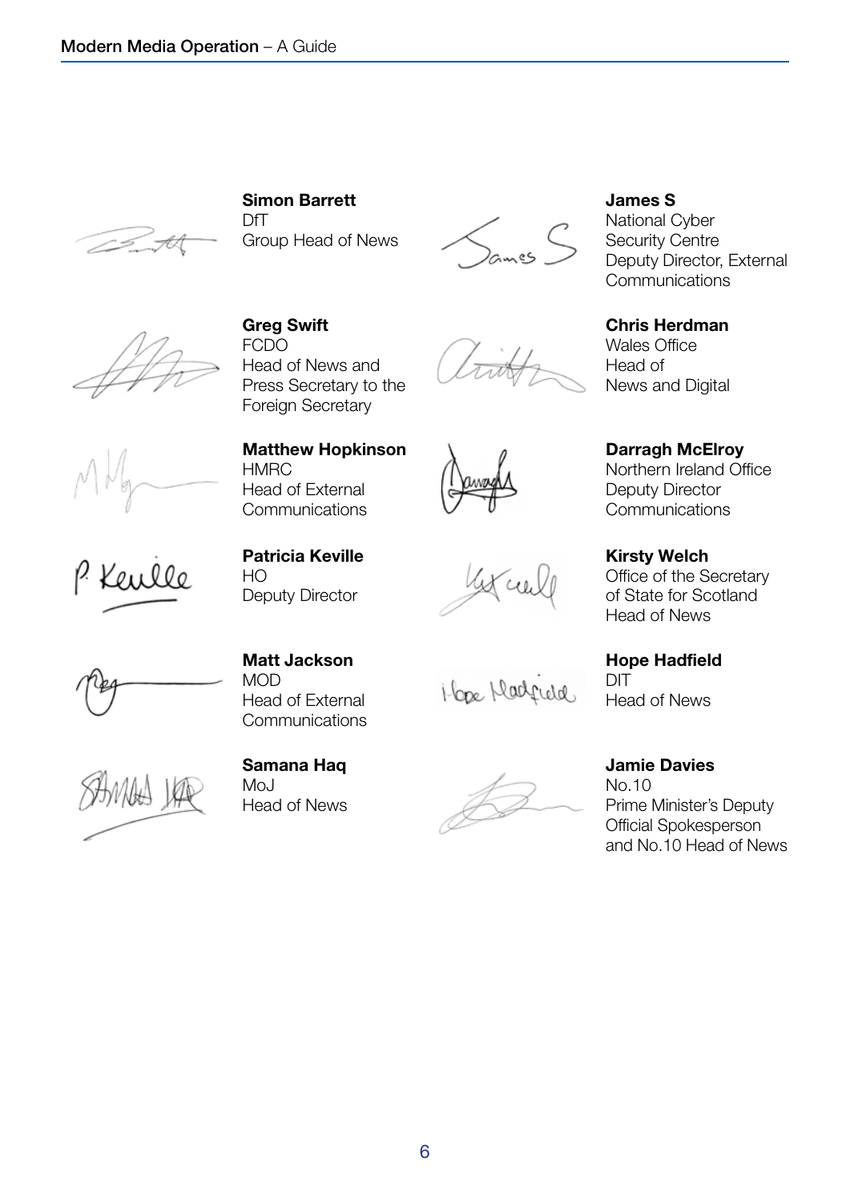**Simon Barrett**
DfT
Group Head of News

**Greg Swift**
FCDO
Head of News and Press Secretary to the Foreign Secretary

**Matthew Hopkinson**
HMRC
Head of External Communications

**Patricia Keville**
HO
Deputy Director

**Matt Jackson**
MOD
Head of External Communications

**Samana Haq**
MoJ
Head of News

**James S**
National Cyber Security Centre
Deputy Director, External Communications

**Chris Herdman**
Wales Office
Head of News and Digital

**Darragh McElroy**
Northern Ireland Office
Deputy Director Communications

**Kirsty Welch**
Office of the Secretary of State for Scotland
Head of News

**Hope Hadfield**
DIT
Head of News

**Jamie Davies**
No.10
Prime Minister's Deputy Official Spokesperson and No.10 Head of News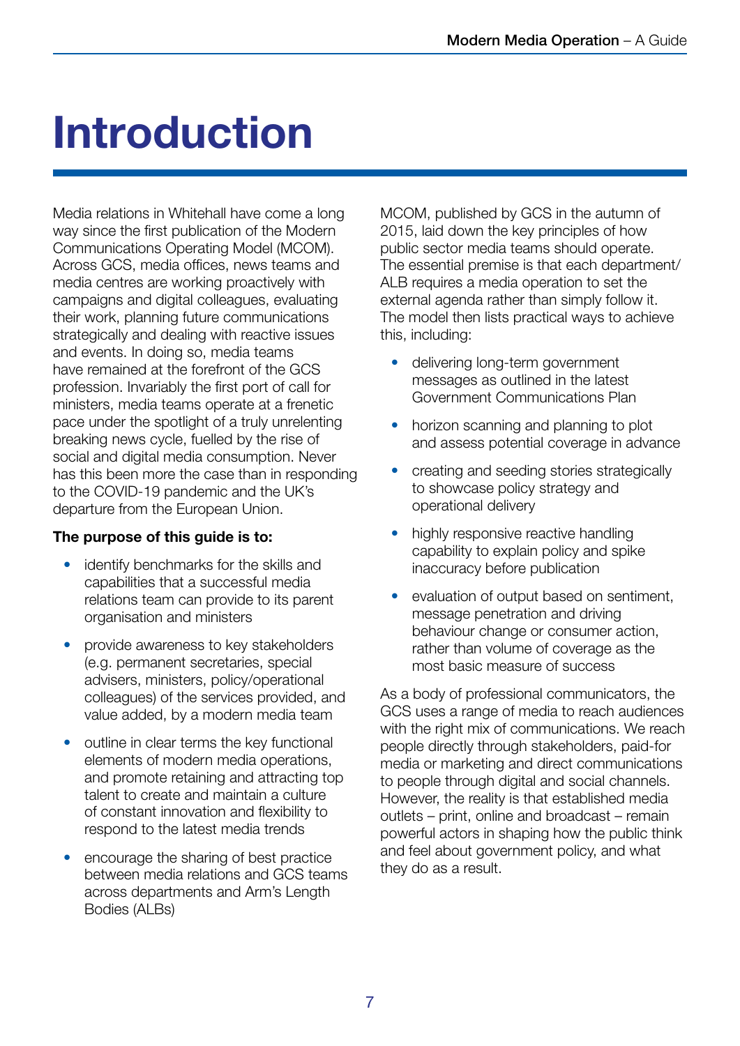# Introduction

Media relations in Whitehall have come a long way since the first publication of the Modern Communications Operating Model (MCOM). Across GCS, media offices, news teams and media centres are working proactively with campaigns and digital colleagues, evaluating their work, planning future communications strategically and dealing with reactive issues and events. In doing so, media teams have remained at the forefront of the GCS profession. Invariably the first port of call for ministers, media teams operate at a frenetic pace under the spotlight of a truly unrelenting breaking news cycle, fuelled by the rise of social and digital media consumption. Never has this been more the case than in responding to the COVID-19 pandemic and the UK's departure from the European Union.

**The purpose of this guide is to:**

- identify benchmarks for the skills and capabilities that a successful media relations team can provide to its parent organisation and ministers
- provide awareness to key stakeholders (e.g. permanent secretaries, special advisers, ministers, policy/operational colleagues) of the services provided, and value added, by a modern media team
- outline in clear terms the key functional elements of modern media operations, and promote retaining and attracting top talent to create and maintain a culture of constant innovation and flexibility to respond to the latest media trends
- encourage the sharing of best practice between media relations and GCS teams across departments and Arm's Length Bodies (ALBs)

MCOM, published by GCS in the autumn of 2015, laid down the key principles of how public sector media teams should operate. The essential premise is that each department/ALB requires a media operation to set the external agenda rather than simply follow it. The model then lists practical ways to achieve this, including:

- delivering long-term government messages as outlined in the latest Government Communications Plan
- horizon scanning and planning to plot and assess potential coverage in advance
- creating and seeding stories strategically to showcase policy strategy and operational delivery
- highly responsive reactive handling capability to explain policy and spike inaccuracy before publication
- evaluation of output based on sentiment, message penetration and driving behaviour change or consumer action, rather than volume of coverage as the most basic measure of success

As a body of professional communicators, the GCS uses a range of media to reach audiences with the right mix of communications. We reach people directly through stakeholders, paid-for media or marketing and direct communications to people through digital and social channels. However, the reality is that established media outlets – print, online and broadcast – remain powerful actors in shaping how the public think and feel about government policy, and what they do as a result.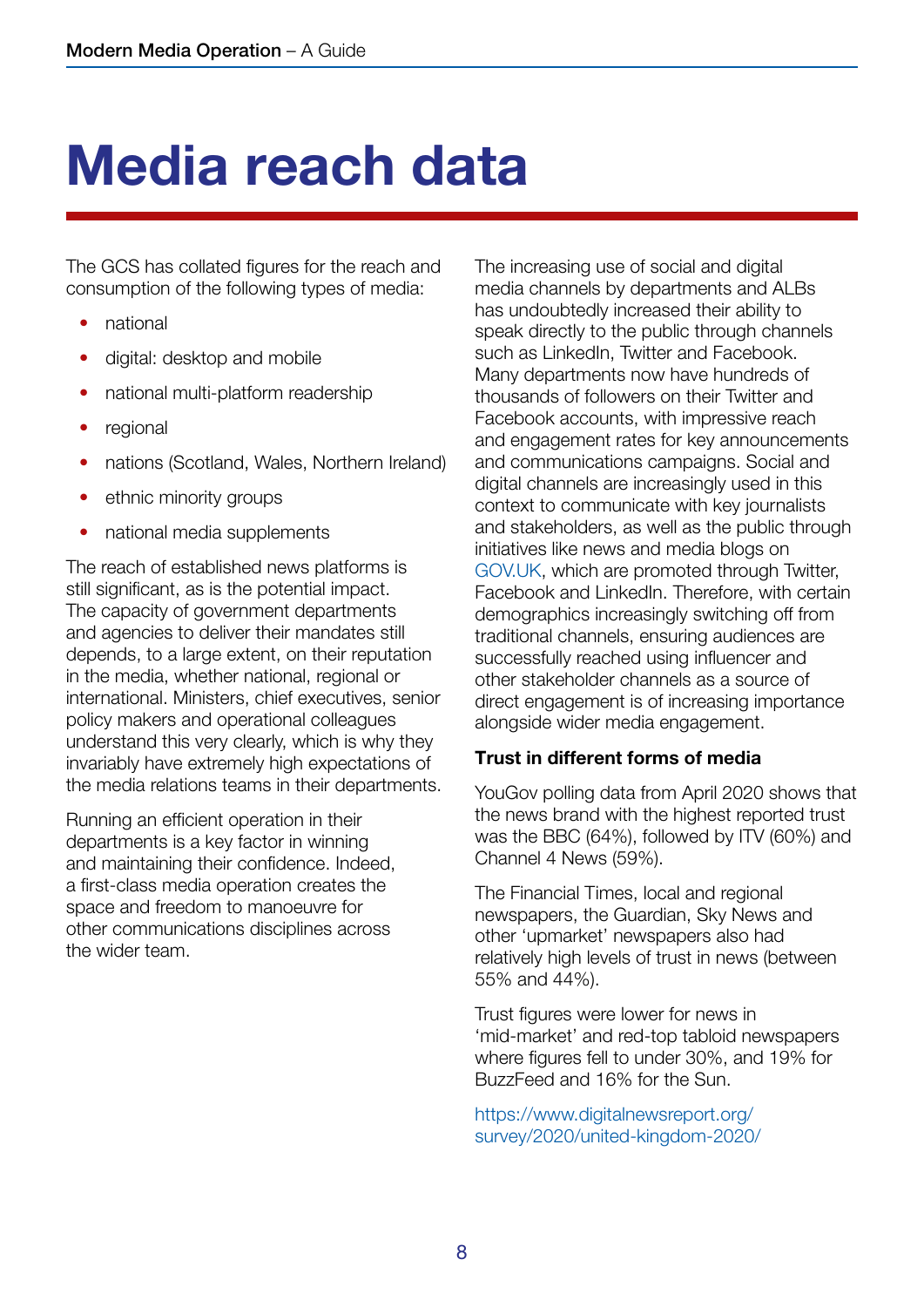# Media reach data

The GCS has collated figures for the reach and consumption of the following types of media:

- national
- digital: desktop and mobile
- national multi-platform readership
- regional
- nations (Scotland, Wales, Northern Ireland)
- ethnic minority groups
- national media supplements

The reach of established news platforms is still significant, as is the potential impact. The capacity of government departments and agencies to deliver their mandates still depends, to a large extent, on their reputation in the media, whether national, regional or international. Ministers, chief executives, senior policy makers and operational colleagues understand this very clearly, which is why they invariably have extremely high expectations of the media relations teams in their departments.

Running an efficient operation in their departments is a key factor in winning and maintaining their confidence. Indeed, a first-class media operation creates the space and freedom to manoeuvre for other communications disciplines across the wider team.

The increasing use of social and digital media channels by departments and ALBs has undoubtedly increased their ability to speak directly to the public through channels such as LinkedIn, Twitter and Facebook. Many departments now have hundreds of thousands of followers on their Twitter and Facebook accounts, with impressive reach and engagement rates for key announcements and communications campaigns. Social and digital channels are increasingly used in this context to communicate with key journalists and stakeholders, as well as the public through initiatives like news and media blogs on GOV.UK, which are promoted through Twitter, Facebook and LinkedIn. Therefore, with certain demographics increasingly switching off from traditional channels, ensuring audiences are successfully reached using influencer and other stakeholder channels as a source of direct engagement is of increasing importance alongside wider media engagement.

**Trust in different forms of media**

YouGov polling data from April 2020 shows that the news brand with the highest reported trust was the BBC (64%), followed by ITV (60%) and Channel 4 News (59%).

The Financial Times, local and regional newspapers, the Guardian, Sky News and other 'upmarket' newspapers also had relatively high levels of trust in news (between 55% and 44%).

Trust figures were lower for news in 'mid-market' and red-top tabloid newspapers where figures fell to under 30%, and 19% for BuzzFeed and 16% for the Sun.

https://www.digitalnewsreport.org/survey/2020/united-kingdom-2020/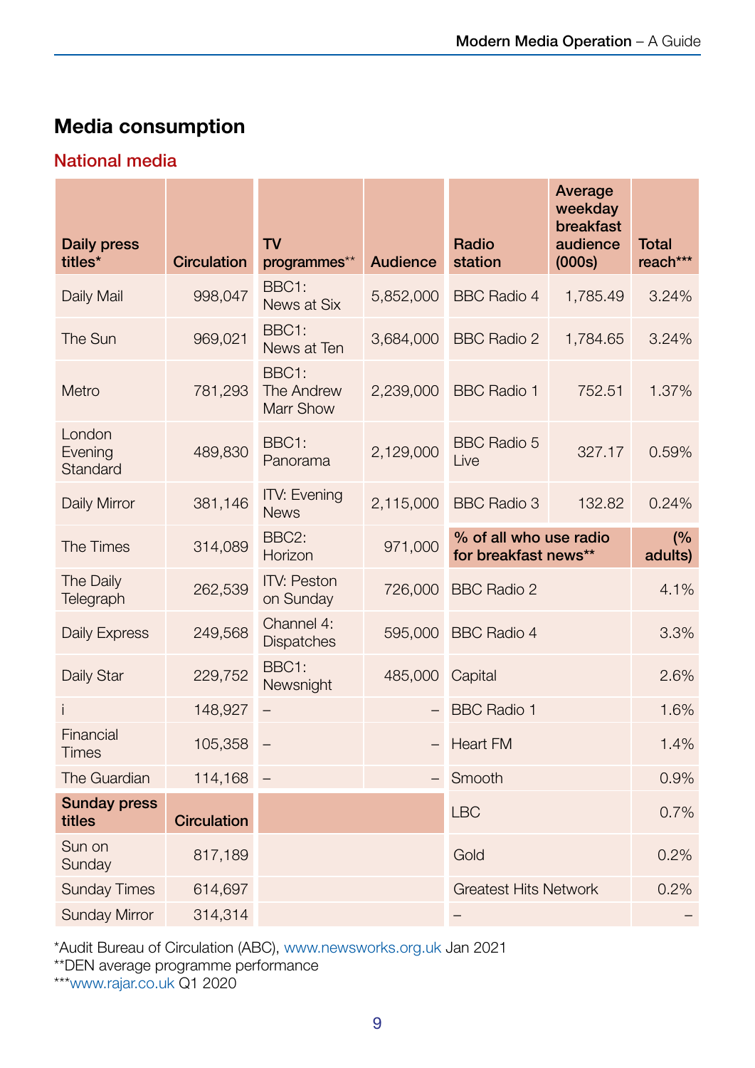## Media consumption

### National media

| Daily press titles* | Circulation | TV programmes** | Audience | Radio station | Average weekday breakfast audience (000s) | Total reach*** |
|---|---|---|---|---|---|---|
| Daily Mail | 998,047 | BBC1: News at Six | 5,852,000 | BBC Radio 4 | 1,785.49 | 3.24% |
| The Sun | 969,021 | BBC1: News at Ten | 3,684,000 | BBC Radio 2 | 1,784.65 | 3.24% |
| Metro | 781,293 | BBC1: The Andrew Marr Show | 2,239,000 | BBC Radio 1 | 752.51 | 1.37% |
| London Evening Standard | 489,830 | BBC1: Panorama | 2,129,000 | BBC Radio 5 Live | 327.17 | 0.59% |
| Daily Mirror | 381,146 | ITV: Evening News | 2,115,000 | BBC Radio 3 | 132.82 | 0.24% |
| The Times | 314,089 | BBC2: Horizon | 971,000 | **% of all who use radio for breakfast news**** | | **(% adults)** |
| The Daily Telegraph | 262,539 | ITV: Peston on Sunday | 726,000 | BBC Radio 2 | | 4.1% |
| Daily Express | 249,568 | Channel 4: Dispatches | 595,000 | BBC Radio 4 | | 3.3% |
| Daily Star | 229,752 | BBC1: Newsnight | 485,000 | Capital | | 2.6% |
| i | 148,927 | – | – | BBC Radio 1 | | 1.6% |
| Financial Times | 105,358 | – | – | Heart FM | | 1.4% |
| The Guardian | 114,168 | – | – | Smooth | | 0.9% |
| **Sunday press titles** | **Circulation** | | | LBC | | 0.7% |
| Sun on Sunday | 817,189 | | | Gold | | 0.2% |
| Sunday Times | 614,697 | | | Greatest Hits Network | | 0.2% |
| Sunday Mirror | 314,314 | | | – | | – |

*Audit Bureau of Circulation (ABC), www.newsworks.org.uk Jan 2021
**DEN average programme performance
***www.rajar.co.uk Q1 2020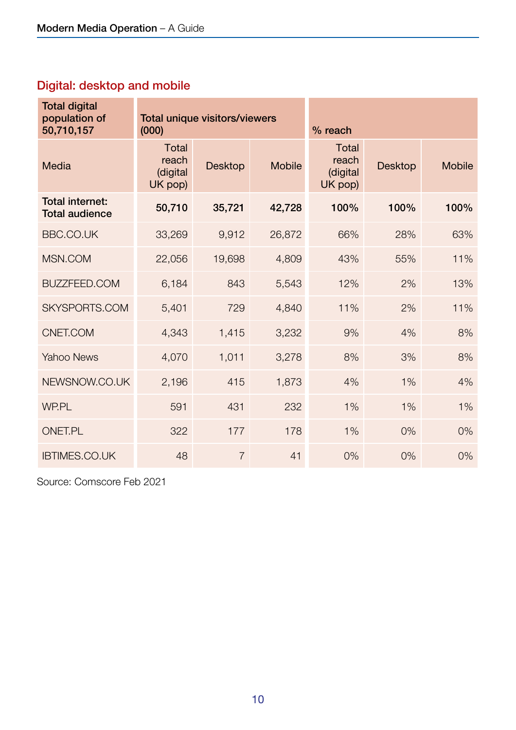## Digital: desktop and mobile

| Total digital population of 50,710,157 | Total unique visitors/viewers (000) | | | % reach | | |
|---|---|---|---|---|---|---|
| Media | Total reach (digital UK pop) | Desktop | Mobile | Total reach (digital UK pop) | Desktop | Mobile |
| **Total internet: Total audience** | **50,710** | **35,721** | **42,728** | **100%** | **100%** | **100%** |
| BBC.CO.UK | 33,269 | 9,912 | 26,872 | 66% | 28% | 63% |
| MSN.COM | 22,056 | 19,698 | 4,809 | 43% | 55% | 11% |
| BUZZFEED.COM | 6,184 | 843 | 5,543 | 12% | 2% | 13% |
| SKYSPORTS.COM | 5,401 | 729 | 4,840 | 11% | 2% | 11% |
| CNET.COM | 4,343 | 1,415 | 3,232 | 9% | 4% | 8% |
| Yahoo News | 4,070 | 1,011 | 3,278 | 8% | 3% | 8% |
| NEWSNOW.CO.UK | 2,196 | 415 | 1,873 | 4% | 1% | 4% |
| WP.PL | 591 | 431 | 232 | 1% | 1% | 1% |
| ONET.PL | 322 | 177 | 178 | 1% | 0% | 0% |
| IBTIMES.CO.UK | 48 | 7 | 41 | 0% | 0% | 0% |

Source: Comscore Feb 2021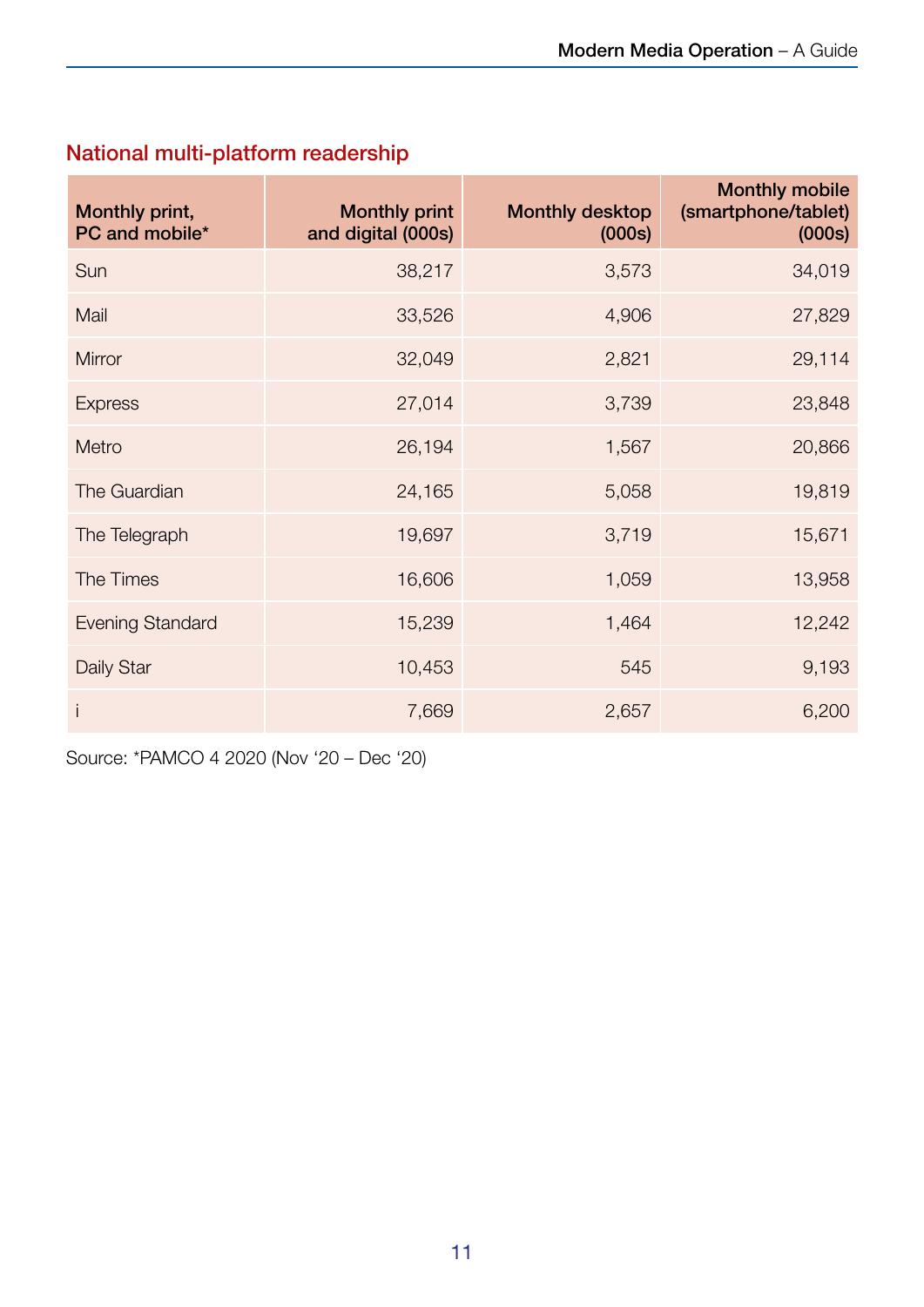## National multi-platform readership

| Monthly print, PC and mobile* | Monthly print and digital (000s) | Monthly desktop (000s) | Monthly mobile (smartphone/tablet) (000s) |
|---|---|---|---|
| Sun | 38,217 | 3,573 | 34,019 |
| Mail | 33,526 | 4,906 | 27,829 |
| Mirror | 32,049 | 2,821 | 29,114 |
| Express | 27,014 | 3,739 | 23,848 |
| Metro | 26,194 | 1,567 | 20,866 |
| The Guardian | 24,165 | 5,058 | 19,819 |
| The Telegraph | 19,697 | 3,719 | 15,671 |
| The Times | 16,606 | 1,059 | 13,958 |
| Evening Standard | 15,239 | 1,464 | 12,242 |
| Daily Star | 10,453 | 545 | 9,193 |
| i | 7,669 | 2,657 | 6,200 |

Source: *PAMCO 4 2020 (Nov ‘20 – Dec ‘20)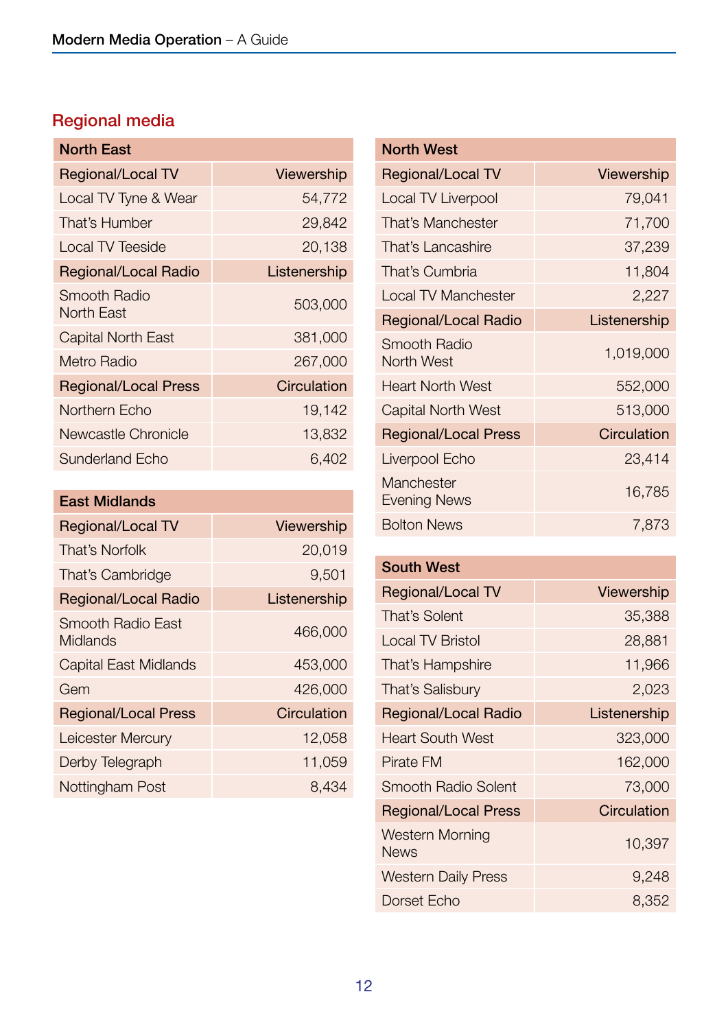## Regional media

| North East | |
|---|---|
| Regional/Local TV | Viewership |
| Local TV Tyne & Wear | 54,772 |
| That's Humber | 29,842 |
| Local TV Teeside | 20,138 |
| Regional/Local Radio | Listenership |
| Smooth Radio North East | 503,000 |
| Capital North East | 381,000 |
| Metro Radio | 267,000 |
| Regional/Local Press | Circulation |
| Northern Echo | 19,142 |
| Newcastle Chronicle | 13,832 |
| Sunderland Echo | 6,402 |

| East Midlands | |
|---|---|
| Regional/Local TV | Viewership |
| That's Norfolk | 20,019 |
| That's Cambridge | 9,501 |
| Regional/Local Radio | Listenership |
| Smooth Radio East Midlands | 466,000 |
| Capital East Midlands | 453,000 |
| Gem | 426,000 |
| Regional/Local Press | Circulation |
| Leicester Mercury | 12,058 |
| Derby Telegraph | 11,059 |
| Nottingham Post | 8,434 |

| North West | |
|---|---|
| Regional/Local TV | Viewership |
| Local TV Liverpool | 79,041 |
| That's Manchester | 71,700 |
| That's Lancashire | 37,239 |
| That's Cumbria | 11,804 |
| Local TV Manchester | 2,227 |
| Regional/Local Radio | Listenership |
| Smooth Radio North West | 1,019,000 |
| Heart North West | 552,000 |
| Capital North West | 513,000 |
| Regional/Local Press | Circulation |
| Liverpool Echo | 23,414 |
| Manchester Evening News | 16,785 |
| Bolton News | 7,873 |

| South West | |
|---|---|
| Regional/Local TV | Viewership |
| That's Solent | 35,388 |
| Local TV Bristol | 28,881 |
| That's Hampshire | 11,966 |
| That's Salisbury | 2,023 |
| Regional/Local Radio | Listenership |
| Heart South West | 323,000 |
| Pirate FM | 162,000 |
| Smooth Radio Solent | 73,000 |
| Regional/Local Press | Circulation |
| Western Morning News | 10,397 |
| Western Daily Press | 9,248 |
| Dorset Echo | 8,352 |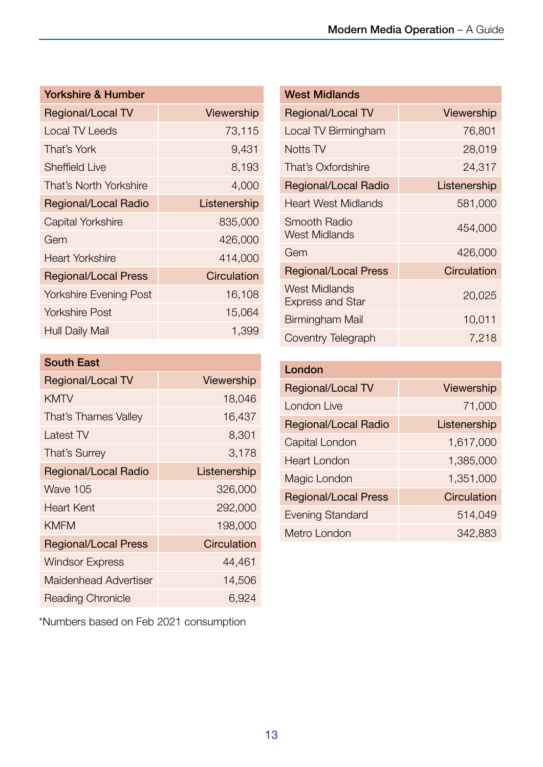| Yorkshire & Humber | |
|---|---|
| Regional/Local TV | Viewership |
| Local TV Leeds | 73,115 |
| That's York | 9,431 |
| Sheffield Live | 8,193 |
| That's North Yorkshire | 4,000 |
| Regional/Local Radio | Listenership |
| Capital Yorkshire | 835,000 |
| Gem | 426,000 |
| Heart Yorkshire | 414,000 |
| Regional/Local Press | Circulation |
| Yorkshire Evening Post | 16,108 |
| Yorkshire Post | 15,064 |
| Hull Daily Mail | 1,399 |

| South East | |
|---|---|
| Regional/Local TV | Viewership |
| KMTV | 18,046 |
| That's Thames Valley | 16,437 |
| Latest TV | 8,301 |
| That's Surrey | 3,178 |
| Regional/Local Radio | Listenership |
| Wave 105 | 326,000 |
| Heart Kent | 292,000 |
| KMFM | 198,000 |
| Regional/Local Press | Circulation |
| Windsor Express | 44,461 |
| Maidenhead Advertiser | 14,506 |
| Reading Chronicle | 6,924 |

*Numbers based on Feb 2021 consumption

| West Midlands | |
|---|---|
| Regional/Local TV | Viewership |
| Local TV Birmingham | 76,801 |
| Notts TV | 28,019 |
| That's Oxfordshire | 24,317 |
| Regional/Local Radio | Listenership |
| Heart West Midlands | 581,000 |
| Smooth Radio West Midlands | 454,000 |
| Gem | 426,000 |
| Regional/Local Press | Circulation |
| West Midlands Express and Star | 20,025 |
| Birmingham Mail | 10,011 |
| Coventry Telegraph | 7,218 |

| London | |
|---|---|
| Regional/Local TV | Viewership |
| London Live | 71,000 |
| Regional/Local Radio | Listenership |
| Capital London | 1,617,000 |
| Heart London | 1,385,000 |
| Magic London | 1,351,000 |
| Regional/Local Press | Circulation |
| Evening Standard | 514,049 |
| Metro London | 342,883 |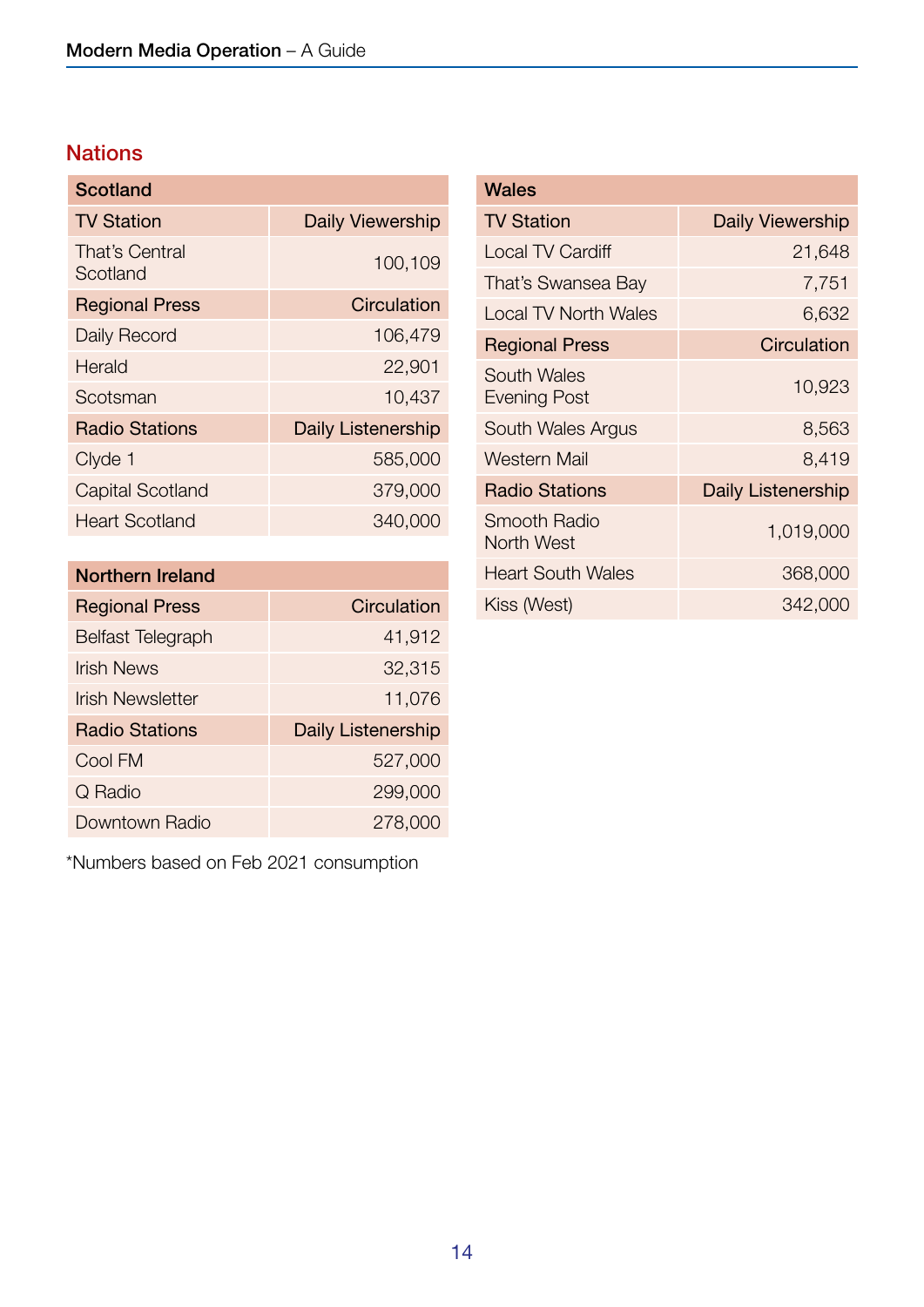## Nations

| Scotland | |
|---|---|
| TV Station | Daily Viewership |
| That's Central Scotland | 100,109 |
| Regional Press | Circulation |
| Daily Record | 106,479 |
| Herald | 22,901 |
| Scotsman | 10,437 |
| Radio Stations | Daily Listenership |
| Clyde 1 | 585,000 |
| Capital Scotland | 379,000 |
| Heart Scotland | 340,000 |

| Northern Ireland | |
|---|---|
| Regional Press | Circulation |
| Belfast Telegraph | 41,912 |
| Irish News | 32,315 |
| Irish Newsletter | 11,076 |
| Radio Stations | Daily Listenership |
| Cool FM | 527,000 |
| Q Radio | 299,000 |
| Downtown Radio | 278,000 |

*Numbers based on Feb 2021 consumption

| Wales | |
|---|---|
| TV Station | Daily Viewership |
| Local TV Cardiff | 21,648 |
| That's Swansea Bay | 7,751 |
| Local TV North Wales | 6,632 |
| Regional Press | Circulation |
| South Wales Evening Post | 10,923 |
| South Wales Argus | 8,563 |
| Western Mail | 8,419 |
| Radio Stations | Daily Listenership |
| Smooth Radio North West | 1,019,000 |
| Heart South Wales | 368,000 |
| Kiss (West) | 342,000 |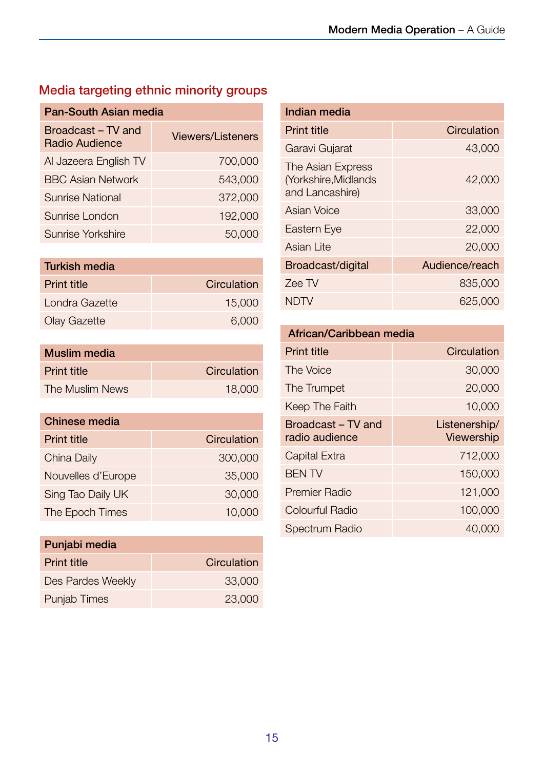## Media targeting ethnic minority groups

| Pan-South Asian media | |
|---|---|
| Broadcast – TV and Radio Audience | Viewers/Listeners |
| Al Jazeera English TV | 700,000 |
| BBC Asian Network | 543,000 |
| Sunrise National | 372,000 |
| Sunrise London | 192,000 |
| Sunrise Yorkshire | 50,000 |

| Turkish media | |
|---|---|
| Print title | Circulation |
| Londra Gazette | 15,000 |
| Olay Gazette | 6,000 |

| Muslim media | |
|---|---|
| Print title | Circulation |
| The Muslim News | 18,000 |

| Chinese media | |
|---|---|
| Print title | Circulation |
| China Daily | 300,000 |
| Nouvelles d'Europe | 35,000 |
| Sing Tao Daily UK | 30,000 |
| The Epoch Times | 10,000 |

| Punjabi media | |
|---|---|
| Print title | Circulation |
| Des Pardes Weekly | 33,000 |
| Punjab Times | 23,000 |

| Indian media | |
|---|---|
| Print title | Circulation |
| Garavi Gujarat | 43,000 |
| The Asian Express (Yorkshire,Midlands and Lancashire) | 42,000 |
| Asian Voice | 33,000 |
| Eastern Eye | 22,000 |
| Asian Lite | 20,000 |
| Broadcast/digital | Audience/reach |
| Zee TV | 835,000 |
| NDTV | 625,000 |

| African/Caribbean media | |
|---|---|
| Print title | Circulation |
| The Voice | 30,000 |
| The Trumpet | 20,000 |
| Keep The Faith | 10,000 |
| Broadcast – TV and radio audience | Listenership/ Viewership |
| Capital Extra | 712,000 |
| BEN TV | 150,000 |
| Premier Radio | 121,000 |
| Colourful Radio | 100,000 |
| Spectrum Radio | 40,000 |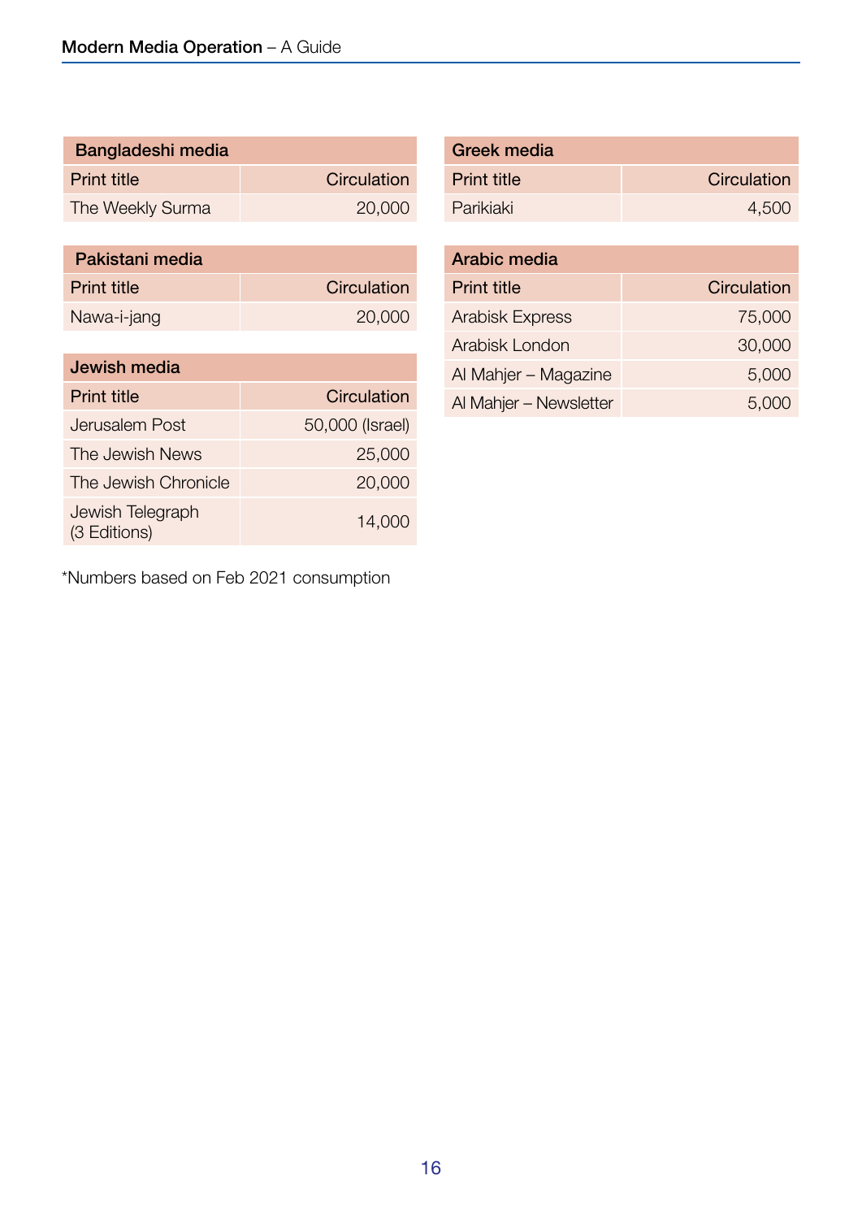| Bangladeshi media | |
|---|---|
| Print title | Circulation |
| The Weekly Surma | 20,000 |

| Pakistani media | |
|---|---|
| Print title | Circulation |
| Nawa-i-jang | 20,000 |

| Jewish media | |
|---|---|
| Print title | Circulation |
| Jerusalem Post | 50,000 (Israel) |
| The Jewish News | 25,000 |
| The Jewish Chronicle | 20,000 |
| Jewish Telegraph (3 Editions) | 14,000 |

*Numbers based on Feb 2021 consumption

| Greek media | |
|---|---|
| Print title | Circulation |
| Parikiaki | 4,500 |

| Arabic media | |
|---|---|
| Print title | Circulation |
| Arabisk Express | 75,000 |
| Arabisk London | 30,000 |
| Al Mahjer – Magazine | 5,000 |
| Al Mahjer – Newsletter | 5,000 |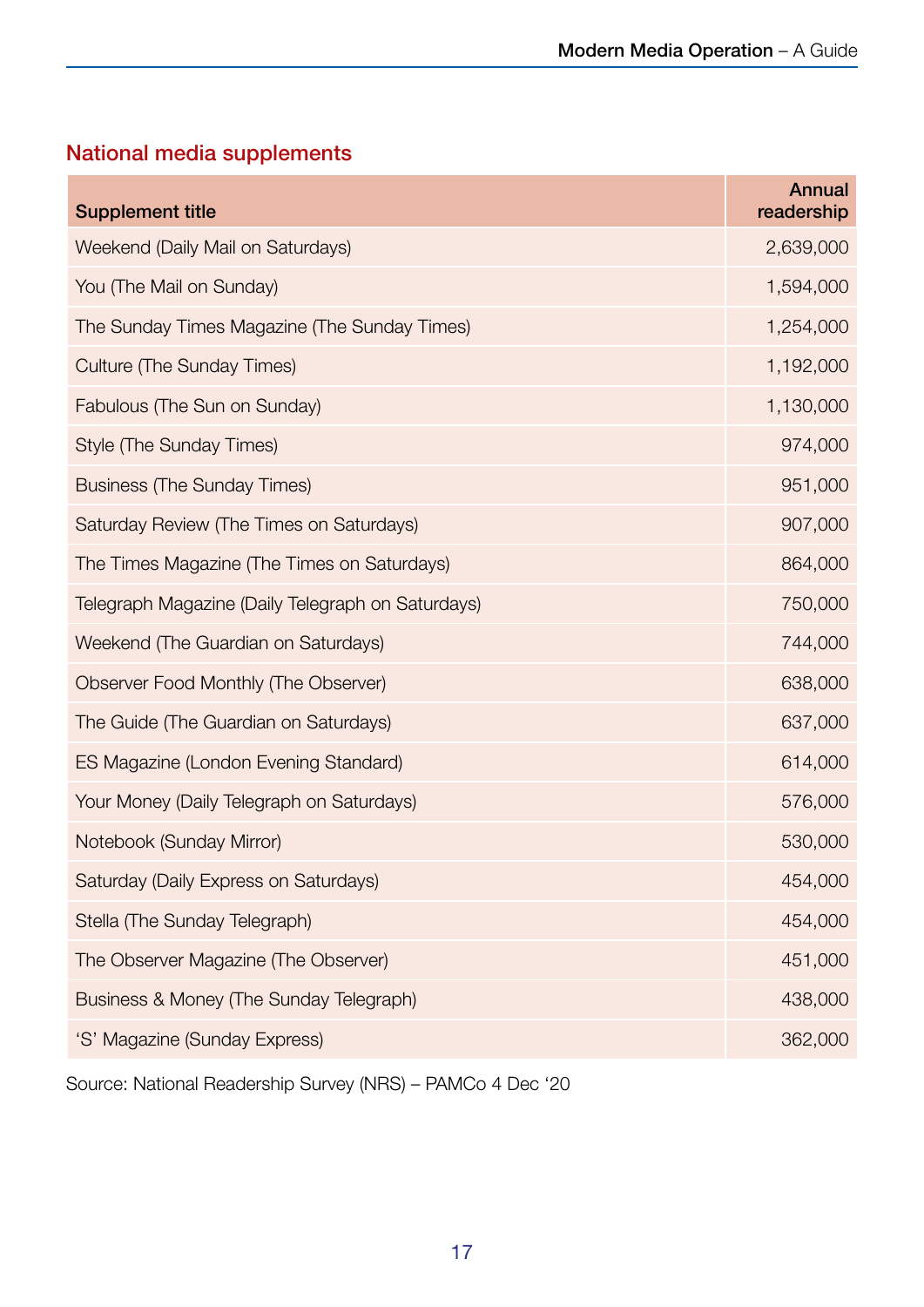## National media supplements

| Supplement title | Annual readership |
|---|---|
| Weekend (Daily Mail on Saturdays) | 2,639,000 |
| You (The Mail on Sunday) | 1,594,000 |
| The Sunday Times Magazine (The Sunday Times) | 1,254,000 |
| Culture (The Sunday Times) | 1,192,000 |
| Fabulous (The Sun on Sunday) | 1,130,000 |
| Style (The Sunday Times) | 974,000 |
| Business (The Sunday Times) | 951,000 |
| Saturday Review (The Times on Saturdays) | 907,000 |
| The Times Magazine (The Times on Saturdays) | 864,000 |
| Telegraph Magazine (Daily Telegraph on Saturdays) | 750,000 |
| Weekend (The Guardian on Saturdays) | 744,000 |
| Observer Food Monthly (The Observer) | 638,000 |
| The Guide (The Guardian on Saturdays) | 637,000 |
| ES Magazine (London Evening Standard) | 614,000 |
| Your Money (Daily Telegraph on Saturdays) | 576,000 |
| Notebook (Sunday Mirror) | 530,000 |
| Saturday (Daily Express on Saturdays) | 454,000 |
| Stella (The Sunday Telegraph) | 454,000 |
| The Observer Magazine (The Observer) | 451,000 |
| Business & Money (The Sunday Telegraph) | 438,000 |
| 'S' Magazine (Sunday Express) | 362,000 |

Source: National Readership Survey (NRS) – PAMCo 4 Dec '20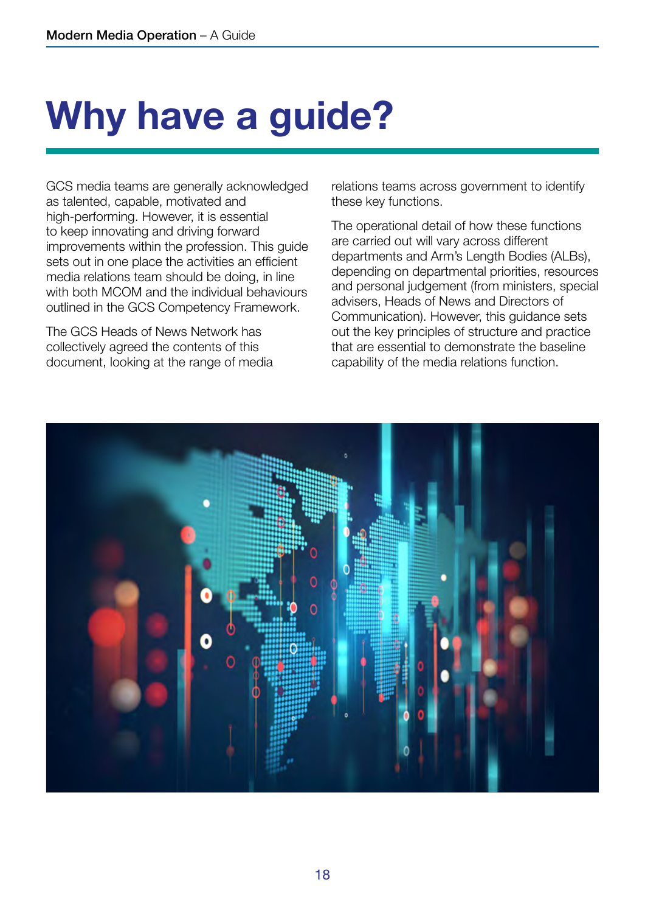# Why have a guide?

GCS media teams are generally acknowledged as talented, capable, motivated and high-performing. However, it is essential to keep innovating and driving forward improvements within the profession. This guide sets out in one place the activities an efficient media relations team should be doing, in line with both MCOM and the individual behaviours outlined in the GCS Competency Framework.

The GCS Heads of News Network has collectively agreed the contents of this document, looking at the range of media relations teams across government to identify these key functions.

The operational detail of how these functions are carried out will vary across different departments and Arm's Length Bodies (ALBs), depending on departmental priorities, resources and personal judgement (from ministers, special advisers, Heads of News and Directors of Communication). However, this guidance sets out the key principles of structure and practice that are essential to demonstrate the baseline capability of the media relations function.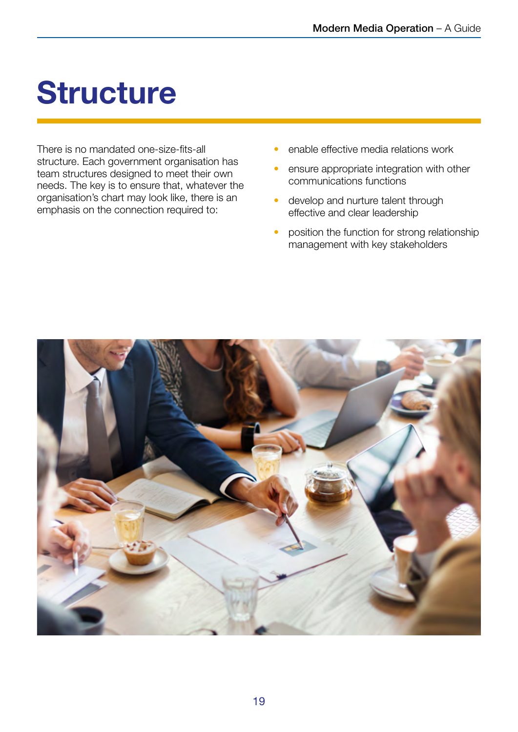# Structure

There is no mandated one-size-fits-all structure. Each government organisation has team structures designed to meet their own needs. The key is to ensure that, whatever the organisation's chart may look like, there is an emphasis on the connection required to:

- enable effective media relations work
- ensure appropriate integration with other communications functions
- develop and nurture talent through effective and clear leadership
- position the function for strong relationship management with key stakeholders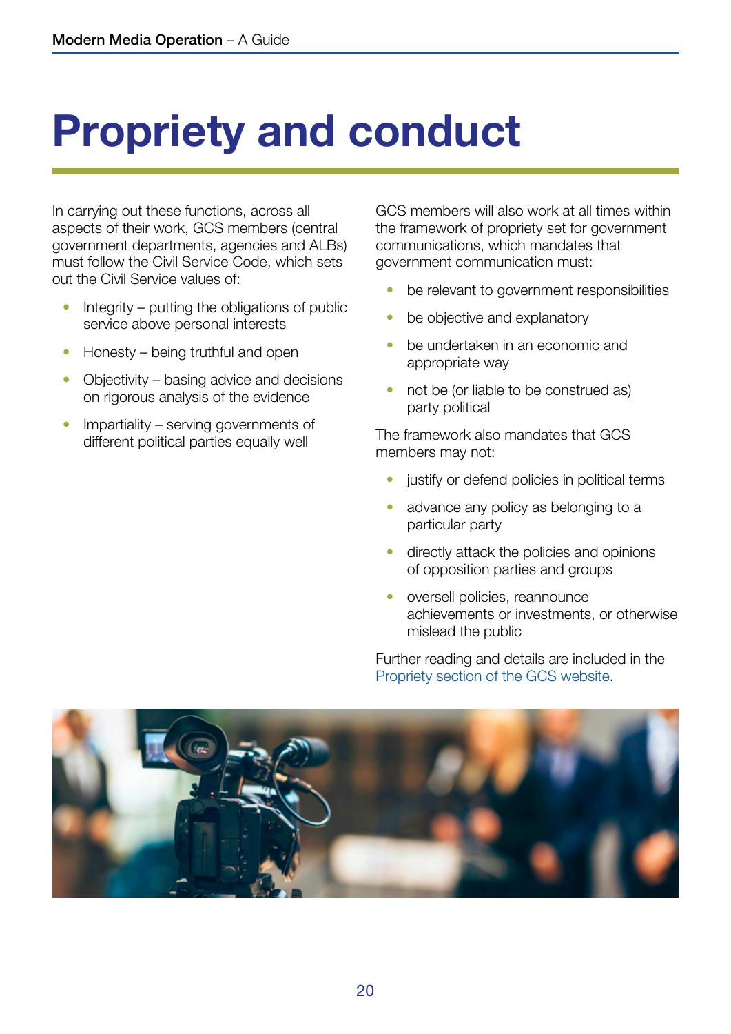# Propriety and conduct

In carrying out these functions, across all aspects of their work, GCS members (central government departments, agencies and ALBs) must follow the Civil Service Code, which sets out the Civil Service values of:

- Integrity – putting the obligations of public service above personal interests
- Honesty – being truthful and open
- Objectivity – basing advice and decisions on rigorous analysis of the evidence
- Impartiality – serving governments of different political parties equally well

GCS members will also work at all times within the framework of propriety set for government communications, which mandates that government communication must:

- be relevant to government responsibilities
- be objective and explanatory
- be undertaken in an economic and appropriate way
- not be (or liable to be construed as) party political

The framework also mandates that GCS members may not:

- justify or defend policies in political terms
- advance any policy as belonging to a particular party
- directly attack the policies and opinions of opposition parties and groups
- oversell policies, reannounce achievements or investments, or otherwise mislead the public

Further reading and details are included in the Propriety section of the GCS website.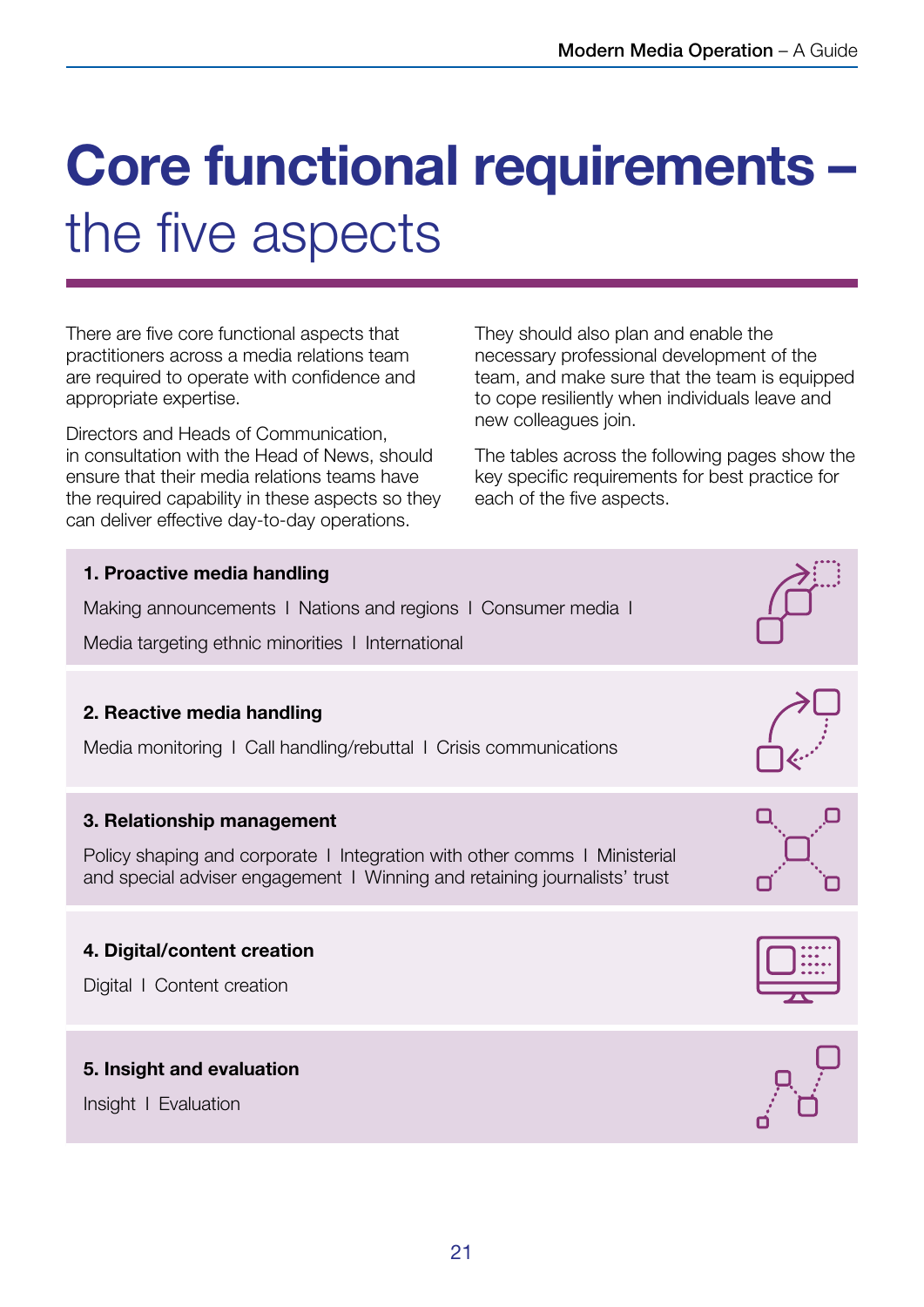# Core functional requirements – the five aspects

There are five core functional aspects that practitioners across a media relations team are required to operate with confidence and appropriate expertise.

Directors and Heads of Communication, in consultation with the Head of News, should ensure that their media relations teams have the required capability in these aspects so they can deliver effective day-to-day operations.

They should also plan and enable the necessary professional development of the team, and make sure that the team is equipped to cope resiliently when individuals leave and new colleagues join.

The tables across the following pages show the key specific requirements for best practice for each of the five aspects.

**1. Proactive media handling**

Making announcements I Nations and regions I Consumer media I Media targeting ethnic minorities I International

**2. Reactive media handling**

Media monitoring I Call handling/rebuttal I Crisis communications

**3. Relationship management**

Policy shaping and corporate I Integration with other comms I Ministerial and special adviser engagement I Winning and retaining journalists' trust

**4. Digital/content creation**

Digital I Content creation

**5. Insight and evaluation**

Insight I Evaluation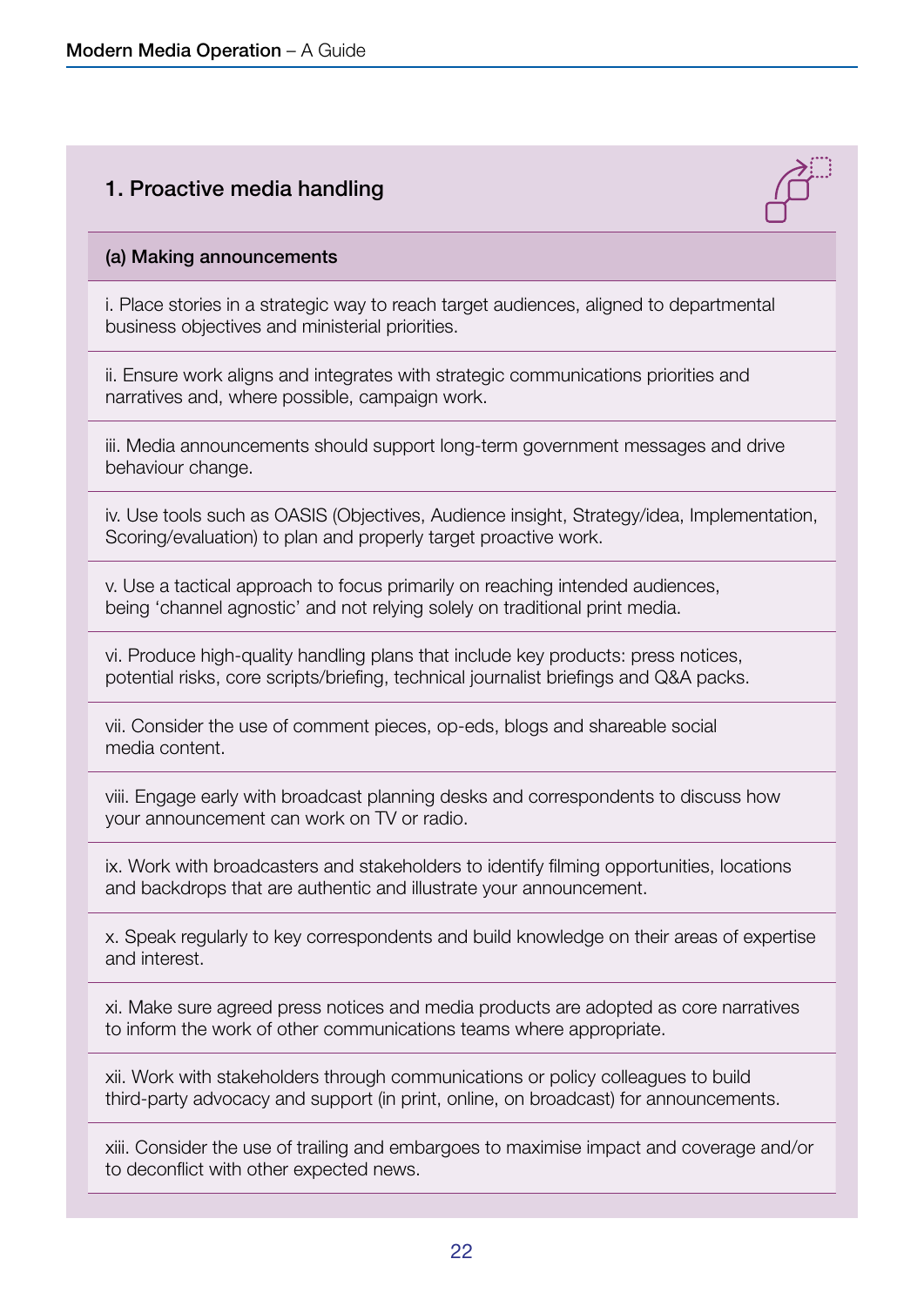## 1. Proactive media handling

### (a) Making announcements

i. Place stories in a strategic way to reach target audiences, aligned to departmental business objectives and ministerial priorities.

ii. Ensure work aligns and integrates with strategic communications priorities and narratives and, where possible, campaign work.

iii. Media announcements should support long-term government messages and drive behaviour change.

iv. Use tools such as OASIS (Objectives, Audience insight, Strategy/idea, Implementation, Scoring/evaluation) to plan and properly target proactive work.

v. Use a tactical approach to focus primarily on reaching intended audiences, being 'channel agnostic' and not relying solely on traditional print media.

vi. Produce high-quality handling plans that include key products: press notices, potential risks, core scripts/briefing, technical journalist briefings and Q&A packs.

vii. Consider the use of comment pieces, op-eds, blogs and shareable social media content.

viii. Engage early with broadcast planning desks and correspondents to discuss how your announcement can work on TV or radio.

ix. Work with broadcasters and stakeholders to identify filming opportunities, locations and backdrops that are authentic and illustrate your announcement.

x. Speak regularly to key correspondents and build knowledge on their areas of expertise and interest.

xi. Make sure agreed press notices and media products are adopted as core narratives to inform the work of other communications teams where appropriate.

xii. Work with stakeholders through communications or policy colleagues to build third-party advocacy and support (in print, online, on broadcast) for announcements.

xiii. Consider the use of trailing and embargoes to maximise impact and coverage and/or to deconflict with other expected news.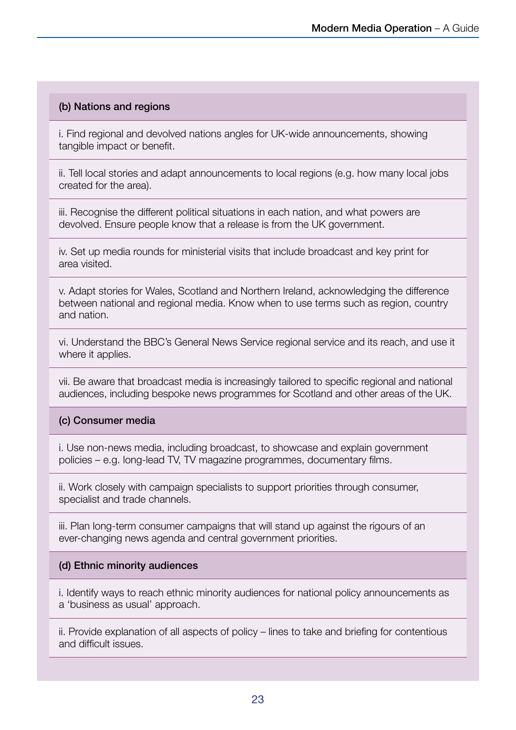### (b) Nations and regions

i. Find regional and devolved nations angles for UK-wide announcements, showing tangible impact or benefit.

ii. Tell local stories and adapt announcements to local regions (e.g. how many local jobs created for the area).

iii. Recognise the different political situations in each nation, and what powers are devolved. Ensure people know that a release is from the UK government.

iv. Set up media rounds for ministerial visits that include broadcast and key print for area visited.

v. Adapt stories for Wales, Scotland and Northern Ireland, acknowledging the difference between national and regional media. Know when to use terms such as region, country and nation.

vi. Understand the BBC's General News Service regional service and its reach, and use it where it applies.

vii. Be aware that broadcast media is increasingly tailored to specific regional and national audiences, including bespoke news programmes for Scotland and other areas of the UK.

### (c) Consumer media

i. Use non-news media, including broadcast, to showcase and explain government policies – e.g. long-lead TV, TV magazine programmes, documentary films.

ii. Work closely with campaign specialists to support priorities through consumer, specialist and trade channels.

iii. Plan long-term consumer campaigns that will stand up against the rigours of an ever-changing news agenda and central government priorities.

### (d) Ethnic minority audiences

i. Identify ways to reach ethnic minority audiences for national policy announcements as a 'business as usual' approach.

ii. Provide explanation of all aspects of policy – lines to take and briefing for contentious and difficult issues.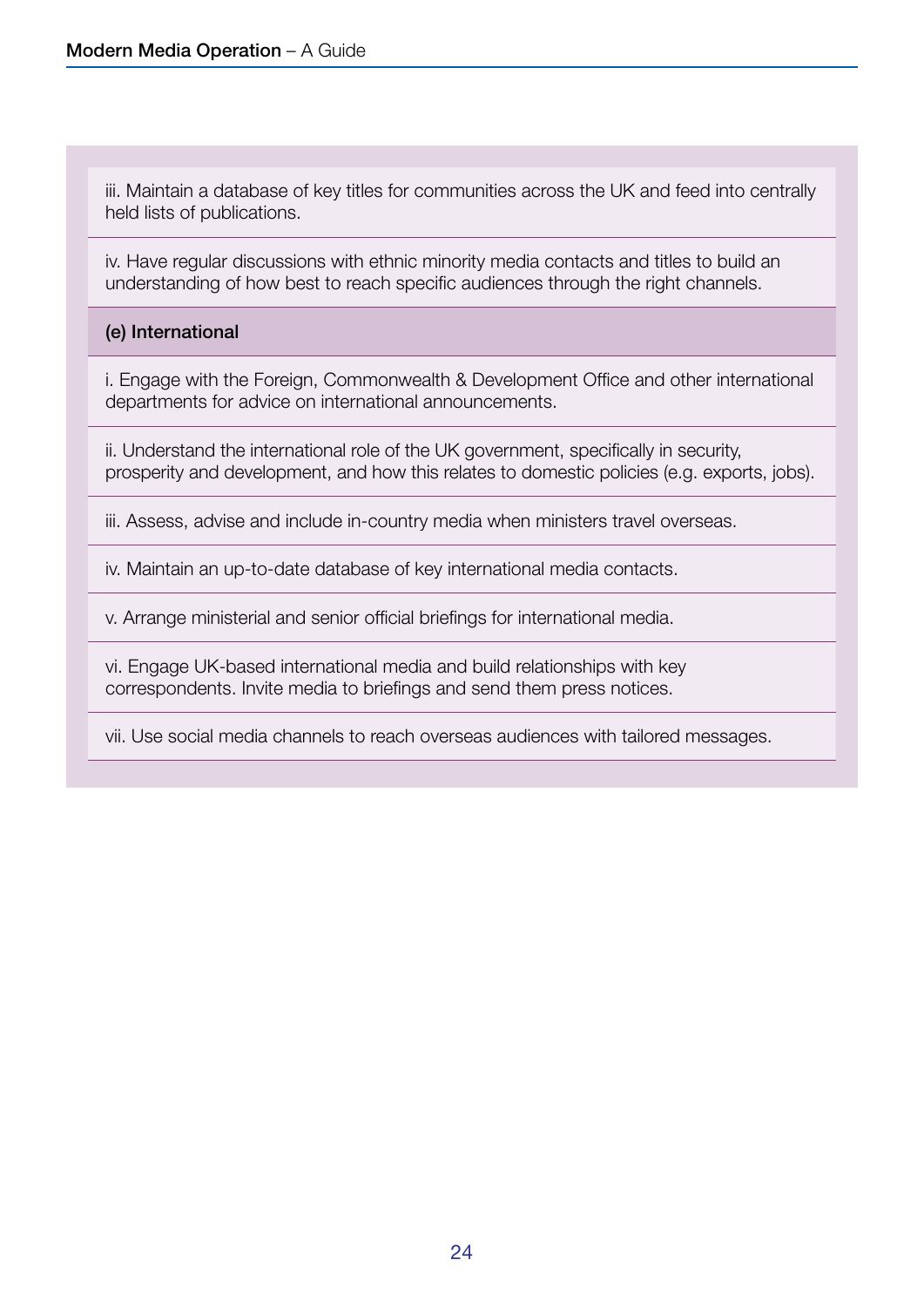iii. Maintain a database of key titles for communities across the UK and feed into centrally held lists of publications.

iv. Have regular discussions with ethnic minority media contacts and titles to build an understanding of how best to reach specific audiences through the right channels.

**(e) International**

i. Engage with the Foreign, Commonwealth & Development Office and other international departments for advice on international announcements.

ii. Understand the international role of the UK government, specifically in security, prosperity and development, and how this relates to domestic policies (e.g. exports, jobs).

iii. Assess, advise and include in-country media when ministers travel overseas.

iv. Maintain an up-to-date database of key international media contacts.

v. Arrange ministerial and senior official briefings for international media.

vi. Engage UK-based international media and build relationships with key correspondents. Invite media to briefings and send them press notices.

vii. Use social media channels to reach overseas audiences with tailored messages.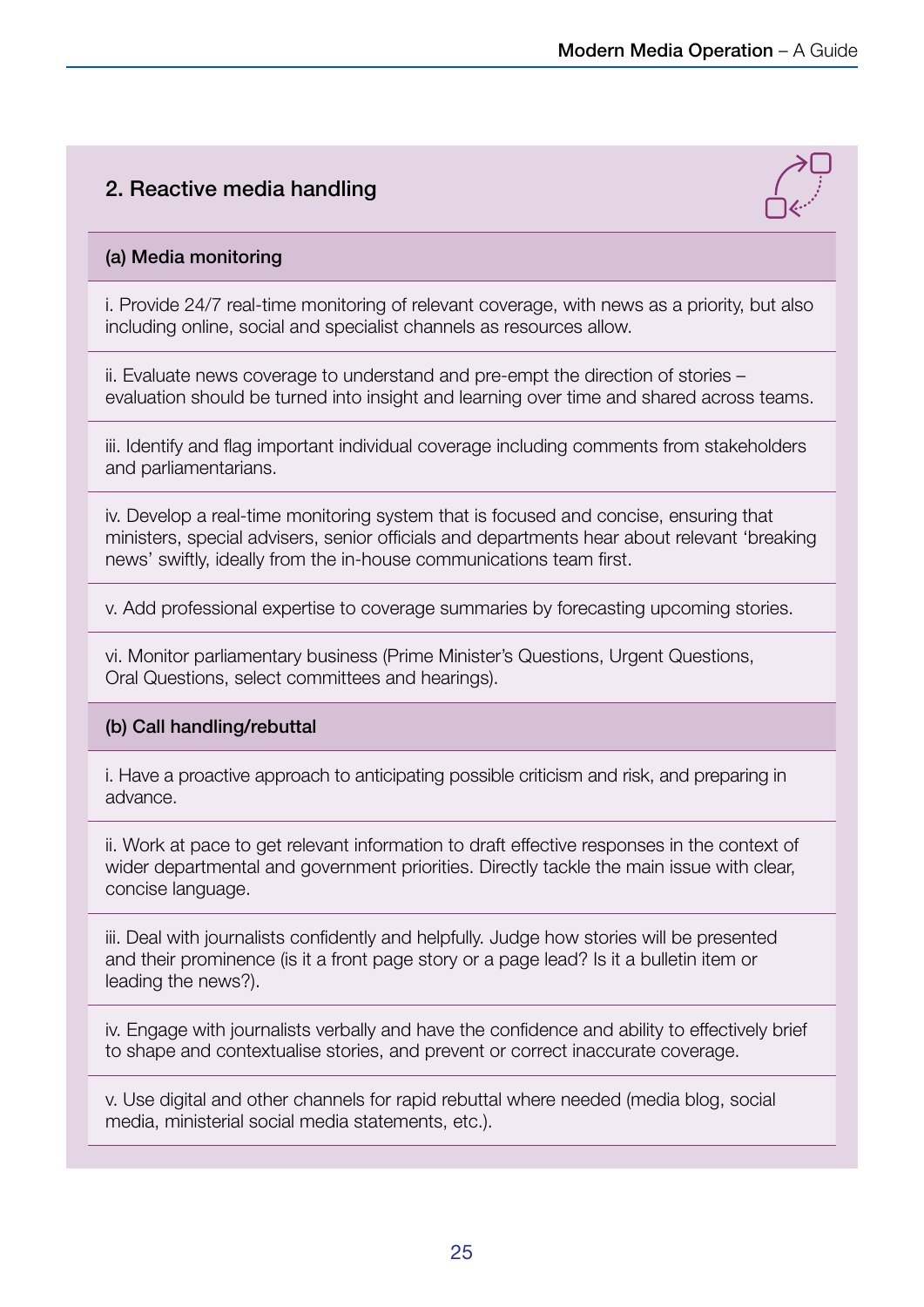## 2. Reactive media handling

### (a) Media monitoring

i. Provide 24/7 real-time monitoring of relevant coverage, with news as a priority, but also including online, social and specialist channels as resources allow.

ii. Evaluate news coverage to understand and pre-empt the direction of stories – evaluation should be turned into insight and learning over time and shared across teams.

iii. Identify and flag important individual coverage including comments from stakeholders and parliamentarians.

iv. Develop a real-time monitoring system that is focused and concise, ensuring that ministers, special advisers, senior officials and departments hear about relevant 'breaking news' swiftly, ideally from the in-house communications team first.

v. Add professional expertise to coverage summaries by forecasting upcoming stories.

vi. Monitor parliamentary business (Prime Minister's Questions, Urgent Questions, Oral Questions, select committees and hearings).

### (b) Call handling/rebuttal

i. Have a proactive approach to anticipating possible criticism and risk, and preparing in advance.

ii. Work at pace to get relevant information to draft effective responses in the context of wider departmental and government priorities. Directly tackle the main issue with clear, concise language.

iii. Deal with journalists confidently and helpfully. Judge how stories will be presented and their prominence (is it a front page story or a page lead? Is it a bulletin item or leading the news?).

iv. Engage with journalists verbally and have the confidence and ability to effectively brief to shape and contextualise stories, and prevent or correct inaccurate coverage.

v. Use digital and other channels for rapid rebuttal where needed (media blog, social media, ministerial social media statements, etc.).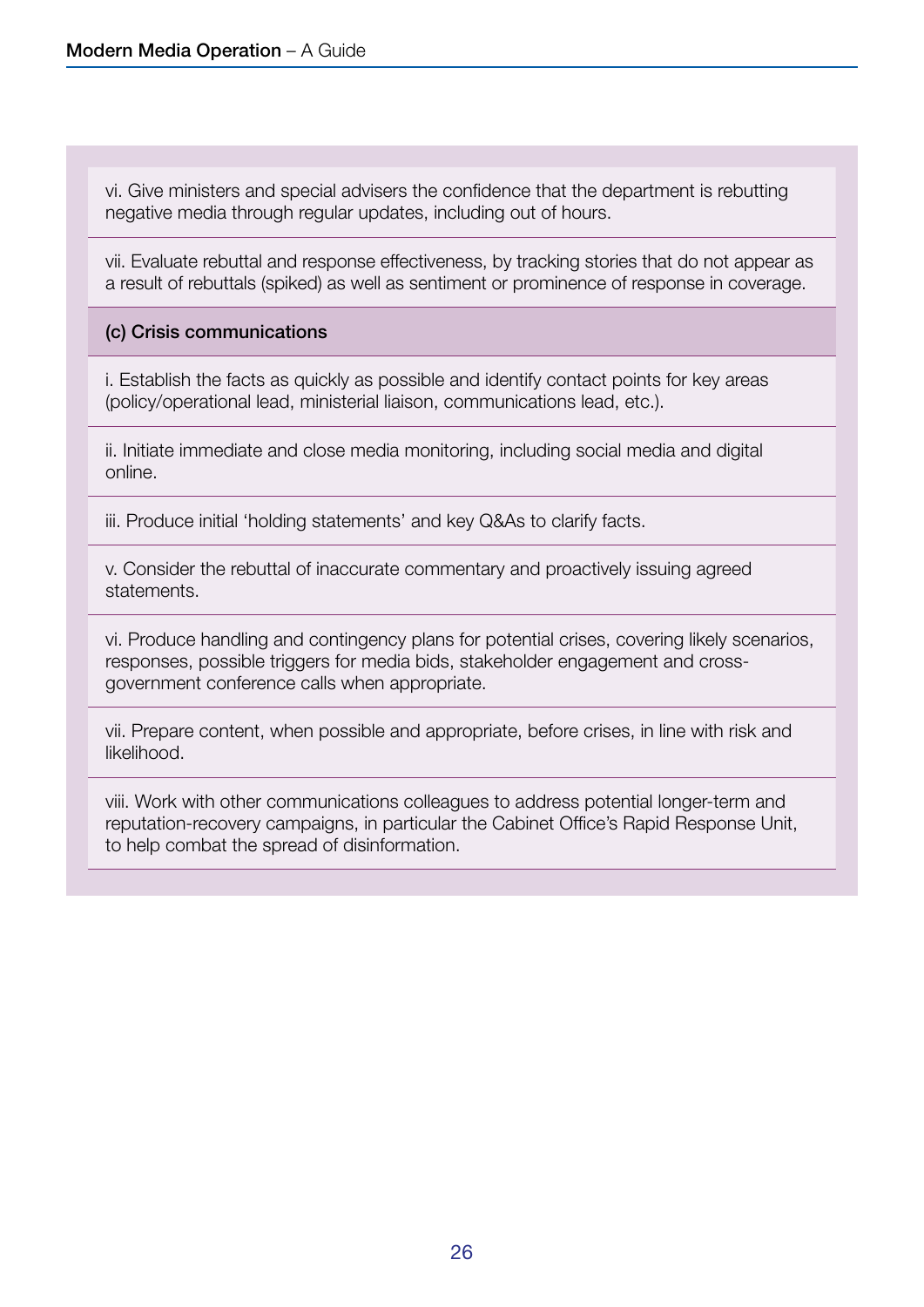vi. Give ministers and special advisers the confidence that the department is rebutting negative media through regular updates, including out of hours.

vii. Evaluate rebuttal and response effectiveness, by tracking stories that do not appear as a result of rebuttals (spiked) as well as sentiment or prominence of response in coverage.

**(c) Crisis communications**

i. Establish the facts as quickly as possible and identify contact points for key areas (policy/operational lead, ministerial liaison, communications lead, etc.).

ii. Initiate immediate and close media monitoring, including social media and digital online.

iii. Produce initial 'holding statements' and key Q&As to clarify facts.

v. Consider the rebuttal of inaccurate commentary and proactively issuing agreed statements.

vi. Produce handling and contingency plans for potential crises, covering likely scenarios, responses, possible triggers for media bids, stakeholder engagement and cross-government conference calls when appropriate.

vii. Prepare content, when possible and appropriate, before crises, in line with risk and likelihood.

viii. Work with other communications colleagues to address potential longer-term and reputation-recovery campaigns, in particular the Cabinet Office's Rapid Response Unit, to help combat the spread of disinformation.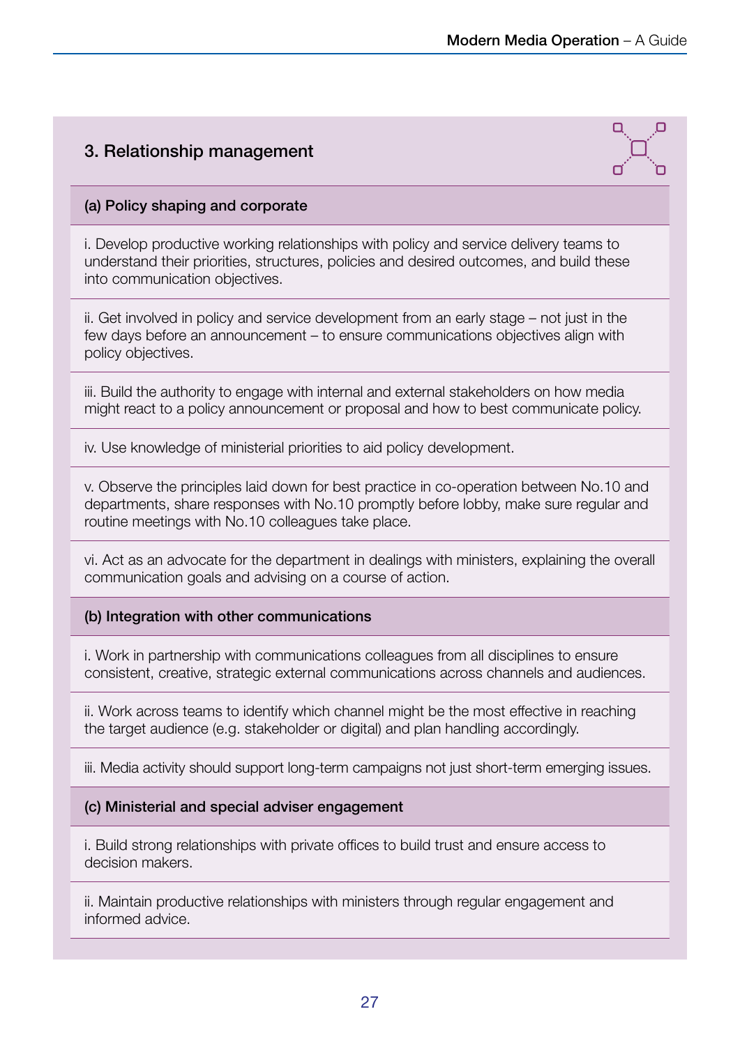## 3. Relationship management

### (a) Policy shaping and corporate

i. Develop productive working relationships with policy and service delivery teams to understand their priorities, structures, policies and desired outcomes, and build these into communication objectives.

ii. Get involved in policy and service development from an early stage – not just in the few days before an announcement – to ensure communications objectives align with policy objectives.

iii. Build the authority to engage with internal and external stakeholders on how media might react to a policy announcement or proposal and how to best communicate policy.

iv. Use knowledge of ministerial priorities to aid policy development.

v. Observe the principles laid down for best practice in co-operation between No.10 and departments, share responses with No.10 promptly before lobby, make sure regular and routine meetings with No.10 colleagues take place.

vi. Act as an advocate for the department in dealings with ministers, explaining the overall communication goals and advising on a course of action.

### (b) Integration with other communications

i. Work in partnership with communications colleagues from all disciplines to ensure consistent, creative, strategic external communications across channels and audiences.

ii. Work across teams to identify which channel might be the most effective in reaching the target audience (e.g. stakeholder or digital) and plan handling accordingly.

iii. Media activity should support long-term campaigns not just short-term emerging issues.

### (c) Ministerial and special adviser engagement

i. Build strong relationships with private offices to build trust and ensure access to decision makers.

ii. Maintain productive relationships with ministers through regular engagement and informed advice.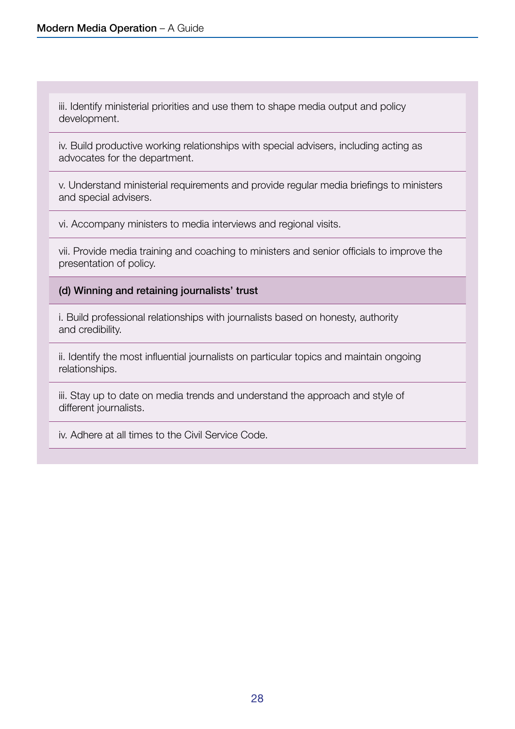iii. Identify ministerial priorities and use them to shape media output and policy development.

iv. Build productive working relationships with special advisers, including acting as advocates for the department.

v. Understand ministerial requirements and provide regular media briefings to ministers and special advisers.

vi. Accompany ministers to media interviews and regional visits.

vii. Provide media training and coaching to ministers and senior officials to improve the presentation of policy.

**(d) Winning and retaining journalists' trust**

i. Build professional relationships with journalists based on honesty, authority and credibility.

ii. Identify the most influential journalists on particular topics and maintain ongoing relationships.

iii. Stay up to date on media trends and understand the approach and style of different journalists.

iv. Adhere at all times to the Civil Service Code.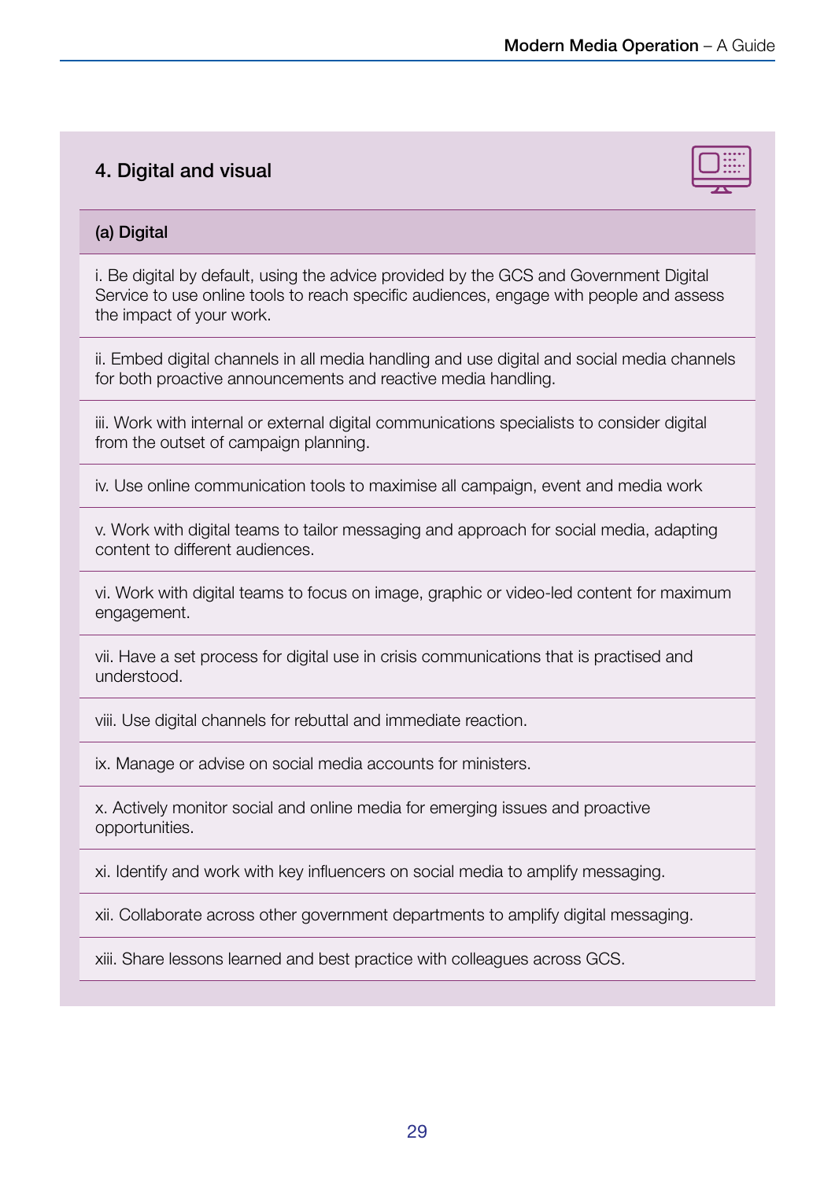## 4. Digital and visual

### (a) Digital

i. Be digital by default, using the advice provided by the GCS and Government Digital Service to use online tools to reach specific audiences, engage with people and assess the impact of your work.

ii. Embed digital channels in all media handling and use digital and social media channels for both proactive announcements and reactive media handling.

iii. Work with internal or external digital communications specialists to consider digital from the outset of campaign planning.

iv. Use online communication tools to maximise all campaign, event and media work

v. Work with digital teams to tailor messaging and approach for social media, adapting content to different audiences.

vi. Work with digital teams to focus on image, graphic or video-led content for maximum engagement.

vii. Have a set process for digital use in crisis communications that is practised and understood.

viii. Use digital channels for rebuttal and immediate reaction.

ix. Manage or advise on social media accounts for ministers.

x. Actively monitor social and online media for emerging issues and proactive opportunities.

xi. Identify and work with key influencers on social media to amplify messaging.

xii. Collaborate across other government departments to amplify digital messaging.

xiii. Share lessons learned and best practice with colleagues across GCS.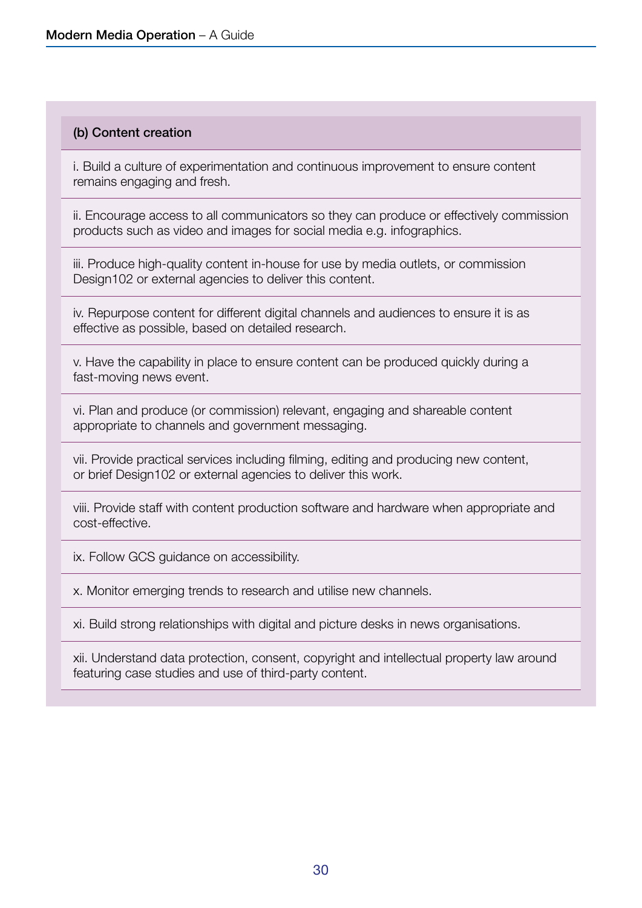### (b) Content creation

i. Build a culture of experimentation and continuous improvement to ensure content remains engaging and fresh.

ii. Encourage access to all communicators so they can produce or effectively commission products such as video and images for social media e.g. infographics.

iii. Produce high-quality content in-house for use by media outlets, or commission Design102 or external agencies to deliver this content.

iv. Repurpose content for different digital channels and audiences to ensure it is as effective as possible, based on detailed research.

v. Have the capability in place to ensure content can be produced quickly during a fast-moving news event.

vi. Plan and produce (or commission) relevant, engaging and shareable content appropriate to channels and government messaging.

vii. Provide practical services including filming, editing and producing new content, or brief Design102 or external agencies to deliver this work.

viii. Provide staff with content production software and hardware when appropriate and cost-effective.

ix. Follow GCS guidance on accessibility.

x. Monitor emerging trends to research and utilise new channels.

xi. Build strong relationships with digital and picture desks in news organisations.

xii. Understand data protection, consent, copyright and intellectual property law around featuring case studies and use of third-party content.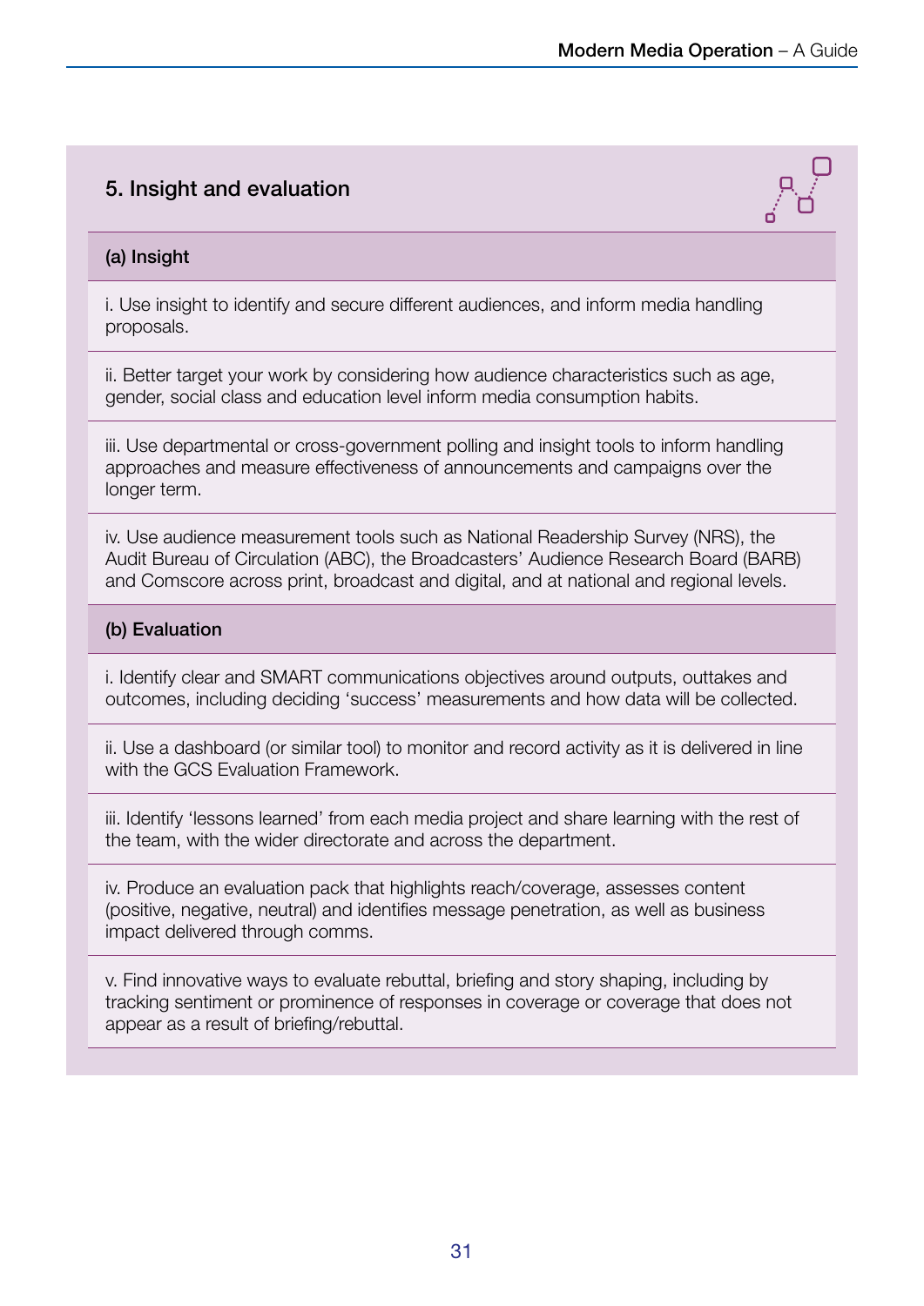## 5. Insight and evaluation

### (a) Insight

i. Use insight to identify and secure different audiences, and inform media handling proposals.

ii. Better target your work by considering how audience characteristics such as age, gender, social class and education level inform media consumption habits.

iii. Use departmental or cross-government polling and insight tools to inform handling approaches and measure effectiveness of announcements and campaigns over the longer term.

iv. Use audience measurement tools such as National Readership Survey (NRS), the Audit Bureau of Circulation (ABC), the Broadcasters' Audience Research Board (BARB) and Comscore across print, broadcast and digital, and at national and regional levels.

### (b) Evaluation

i. Identify clear and SMART communications objectives around outputs, outtakes and outcomes, including deciding 'success' measurements and how data will be collected.

ii. Use a dashboard (or similar tool) to monitor and record activity as it is delivered in line with the GCS Evaluation Framework.

iii. Identify 'lessons learned' from each media project and share learning with the rest of the team, with the wider directorate and across the department.

iv. Produce an evaluation pack that highlights reach/coverage, assesses content (positive, negative, neutral) and identifies message penetration, as well as business impact delivered through comms.

v. Find innovative ways to evaluate rebuttal, briefing and story shaping, including by tracking sentiment or prominence of responses in coverage or coverage that does not appear as a result of briefing/rebuttal.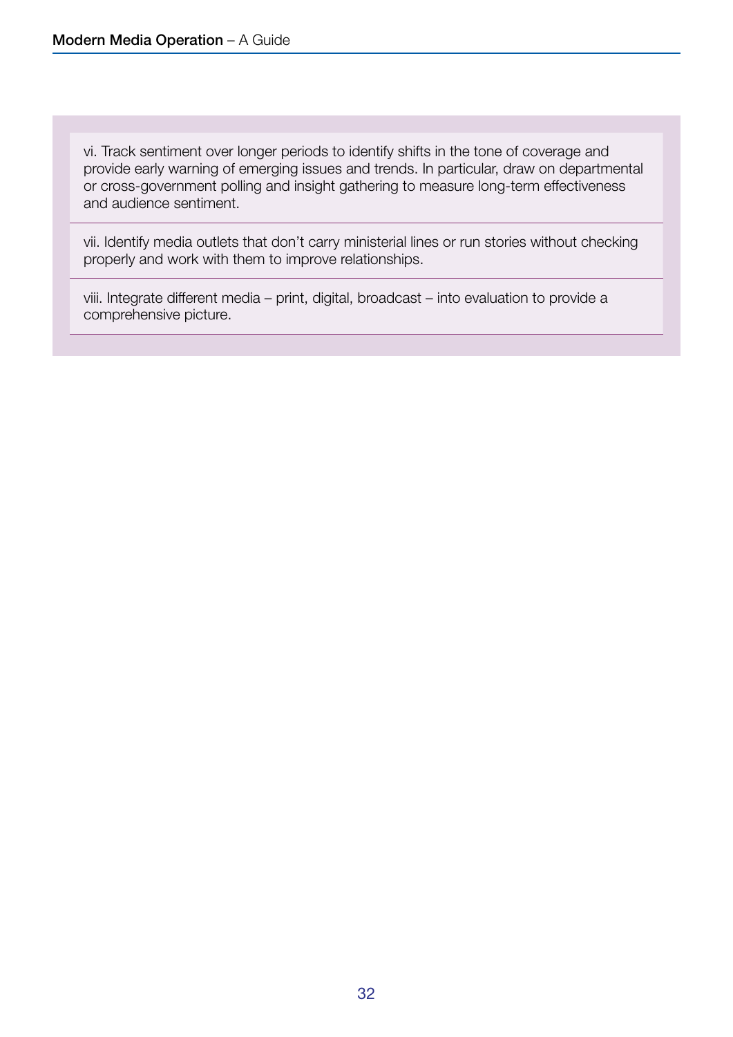vi. Track sentiment over longer periods to identify shifts in the tone of coverage and provide early warning of emerging issues and trends. In particular, draw on departmental or cross-government polling and insight gathering to measure long-term effectiveness and audience sentiment.

vii. Identify media outlets that don't carry ministerial lines or run stories without checking properly and work with them to improve relationships.

viii. Integrate different media – print, digital, broadcast – into evaluation to provide a comprehensive picture.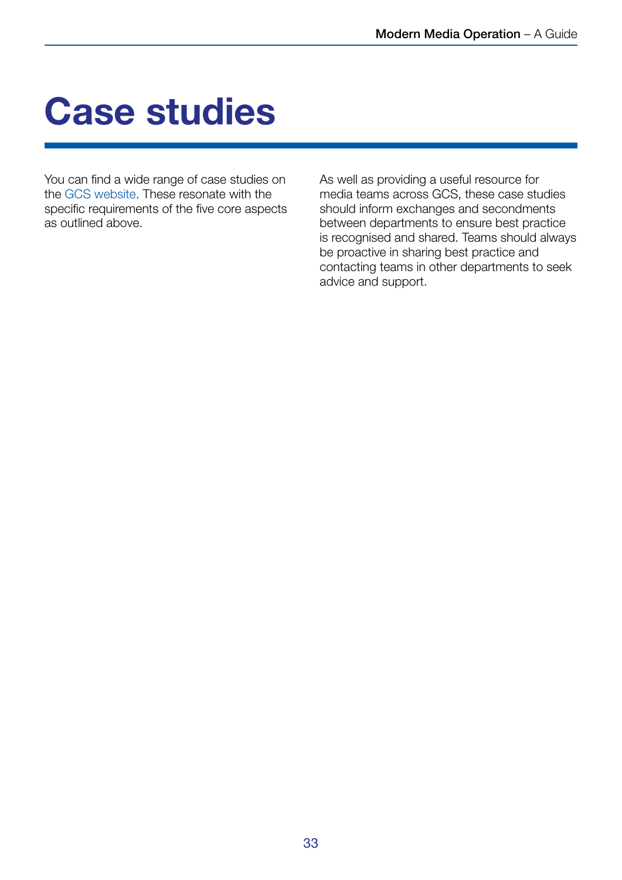# Case studies

You can find a wide range of case studies on the GCS website. These resonate with the specific requirements of the five core aspects as outlined above.

As well as providing a useful resource for media teams across GCS, these case studies should inform exchanges and secondments between departments to ensure best practice is recognised and shared. Teams should always be proactive in sharing best practice and contacting teams in other departments to seek advice and support.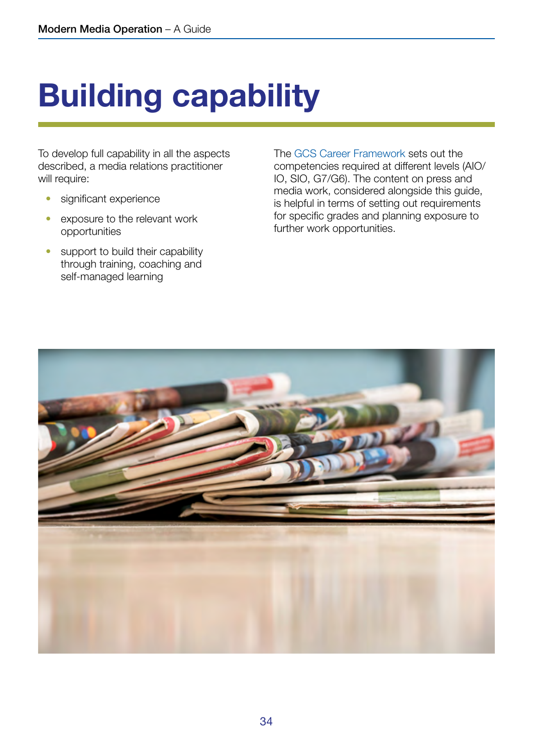# Building capability

To develop full capability in all the aspects described, a media relations practitioner will require:

- significant experience
- exposure to the relevant work opportunities
- support to build their capability through training, coaching and self-managed learning

The GCS Career Framework sets out the competencies required at different levels (AIO/IO, SIO, G7/G6). The content on press and media work, considered alongside this guide, is helpful in terms of setting out requirements for specific grades and planning exposure to further work opportunities.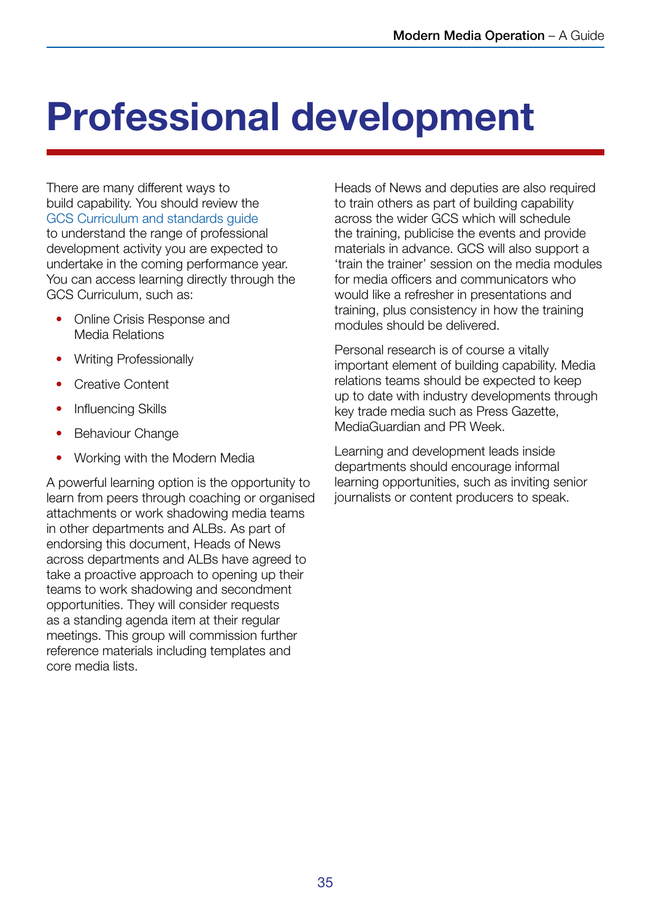# Professional development

There are many different ways to build capability. You should review the GCS Curriculum and standards guide to understand the range of professional development activity you are expected to undertake in the coming performance year. You can access learning directly through the GCS Curriculum, such as:

- Online Crisis Response and Media Relations
- Writing Professionally
- Creative Content
- Influencing Skills
- Behaviour Change
- Working with the Modern Media

A powerful learning option is the opportunity to learn from peers through coaching or organised attachments or work shadowing media teams in other departments and ALBs. As part of endorsing this document, Heads of News across departments and ALBs have agreed to take a proactive approach to opening up their teams to work shadowing and secondment opportunities. They will consider requests as a standing agenda item at their regular meetings. This group will commission further reference materials including templates and core media lists.

Heads of News and deputies are also required to train others as part of building capability across the wider GCS which will schedule the training, publicise the events and provide materials in advance. GCS will also support a 'train the trainer' session on the media modules for media officers and communicators who would like a refresher in presentations and training, plus consistency in how the training modules should be delivered.

Personal research is of course a vitally important element of building capability. Media relations teams should be expected to keep up to date with industry developments through key trade media such as Press Gazette, MediaGuardian and PR Week.

Learning and development leads inside departments should encourage informal learning opportunities, such as inviting senior journalists or content producers to speak.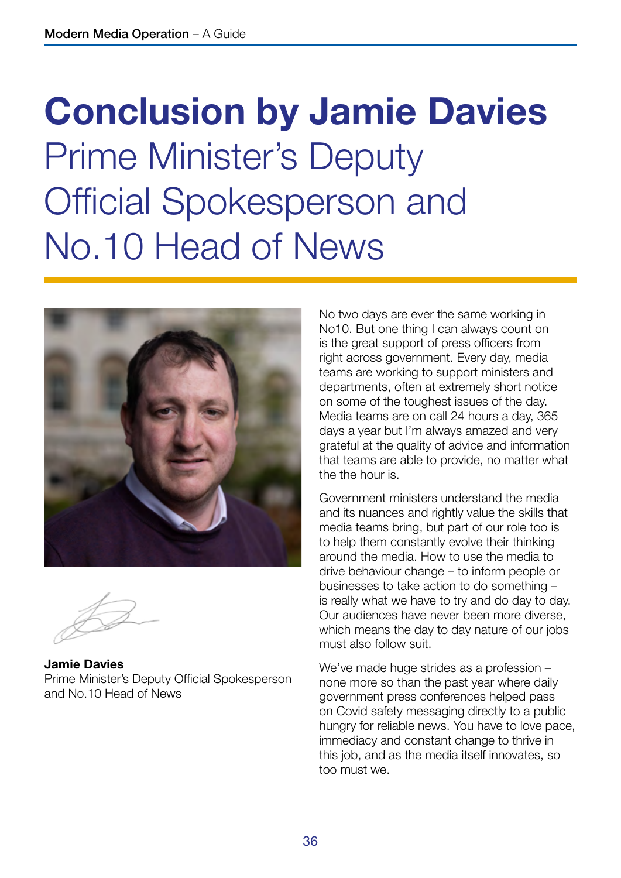# Conclusion by Jamie Davies

## Prime Minister's Deputy Official Spokesperson and No.10 Head of News

**Jamie Davies**
Prime Minister's Deputy Official Spokesperson and No.10 Head of News

No two days are ever the same working in No10. But one thing I can always count on is the great support of press officers from right across government. Every day, media teams are working to support ministers and departments, often at extremely short notice on some of the toughest issues of the day. Media teams are on call 24 hours a day, 365 days a year but I'm always amazed and very grateful at the quality of advice and information that teams are able to provide, no matter what the the hour is.

Government ministers understand the media and its nuances and rightly value the skills that media teams bring, but part of our role too is to help them constantly evolve their thinking around the media. How to use the media to drive behaviour change – to inform people or businesses to take action to do something – is really what we have to try and do day to day. Our audiences have never been more diverse, which means the day to day nature of our jobs must also follow suit.

We've made huge strides as a profession – none more so than the past year where daily government press conferences helped pass on Covid safety messaging directly to a public hungry for reliable news. You have to love pace, immediacy and constant change to thrive in this job, and as the media itself innovates, so too must we.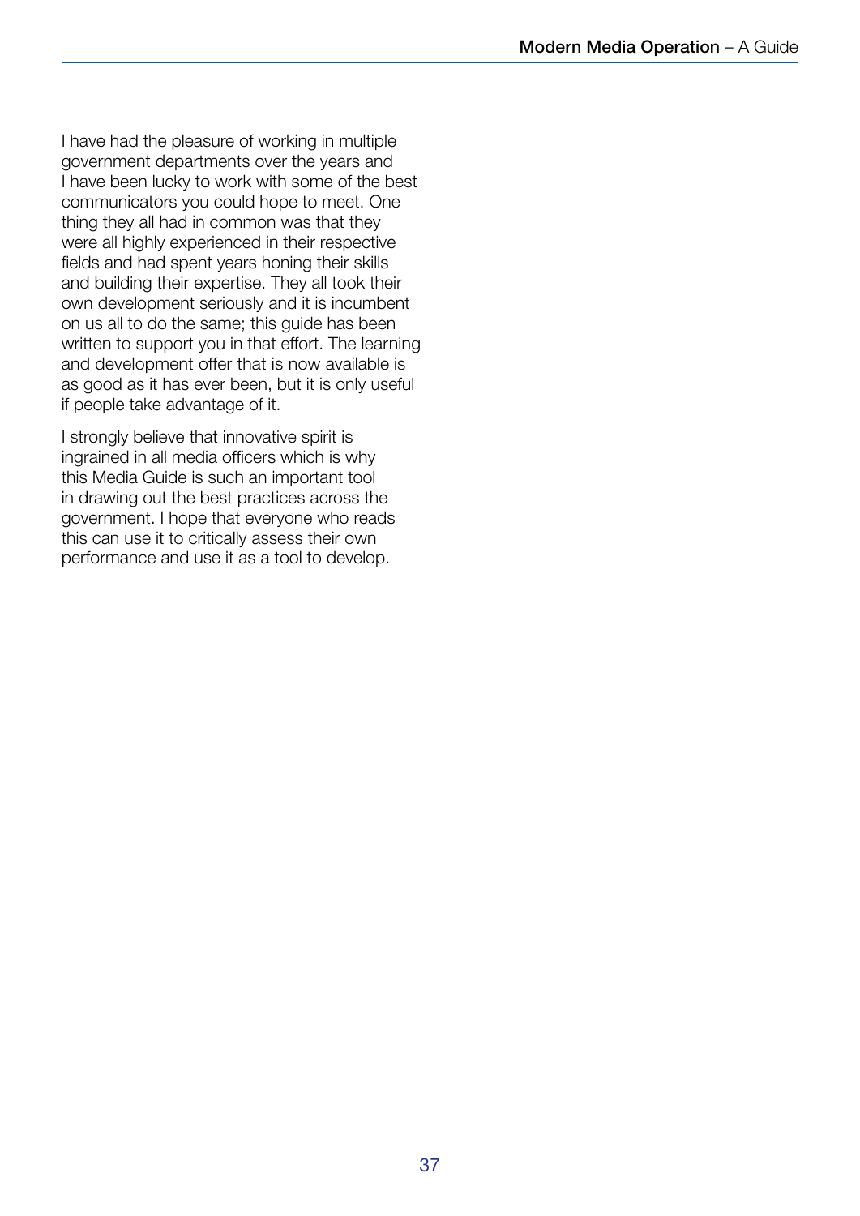I have had the pleasure of working in multiple government departments over the years and I have been lucky to work with some of the best communicators you could hope to meet. One thing they all had in common was that they were all highly experienced in their respective fields and had spent years honing their skills and building their expertise. They all took their own development seriously and it is incumbent on us all to do the same; this guide has been written to support you in that effort. The learning and development offer that is now available is as good as it has ever been, but it is only useful if people take advantage of it.

I strongly believe that innovative spirit is ingrained in all media officers which is why this Media Guide is such an important tool in drawing out the best practices across the government. I hope that everyone who reads this can use it to critically assess their own performance and use it as a tool to develop.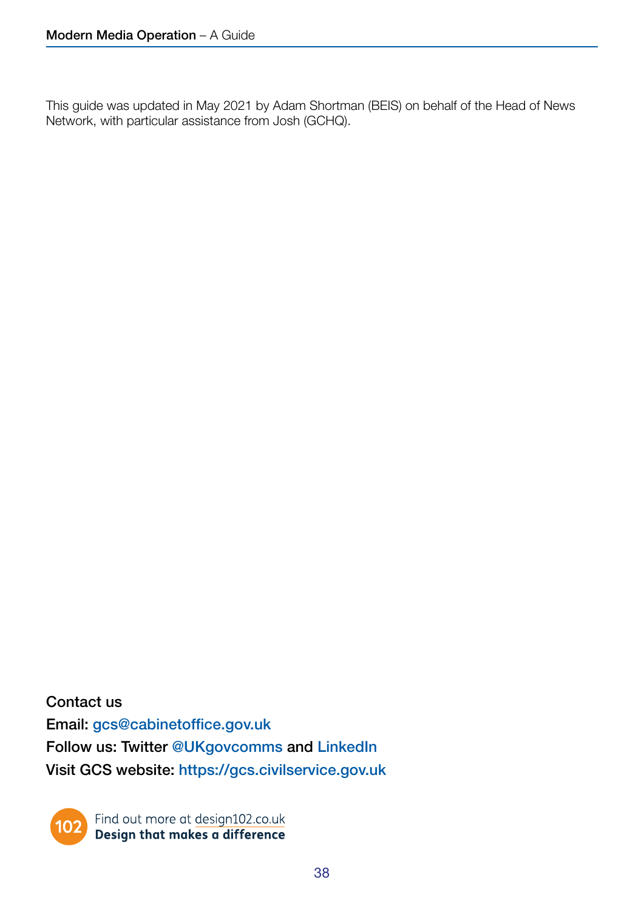This guide was updated in May 2021 by Adam Shortman (BEIS) on behalf of the Head of News Network, with particular assistance from Josh (GCHQ).

**Contact us**

**Email:** gcs@cabinetoffice.gov.uk

**Follow us:** Twitter @UKgovcomms and LinkedIn

**Visit GCS website:** https://gcs.civilservice.gov.uk

102 Find out more at design102.co.uk
**Design that makes a difference**